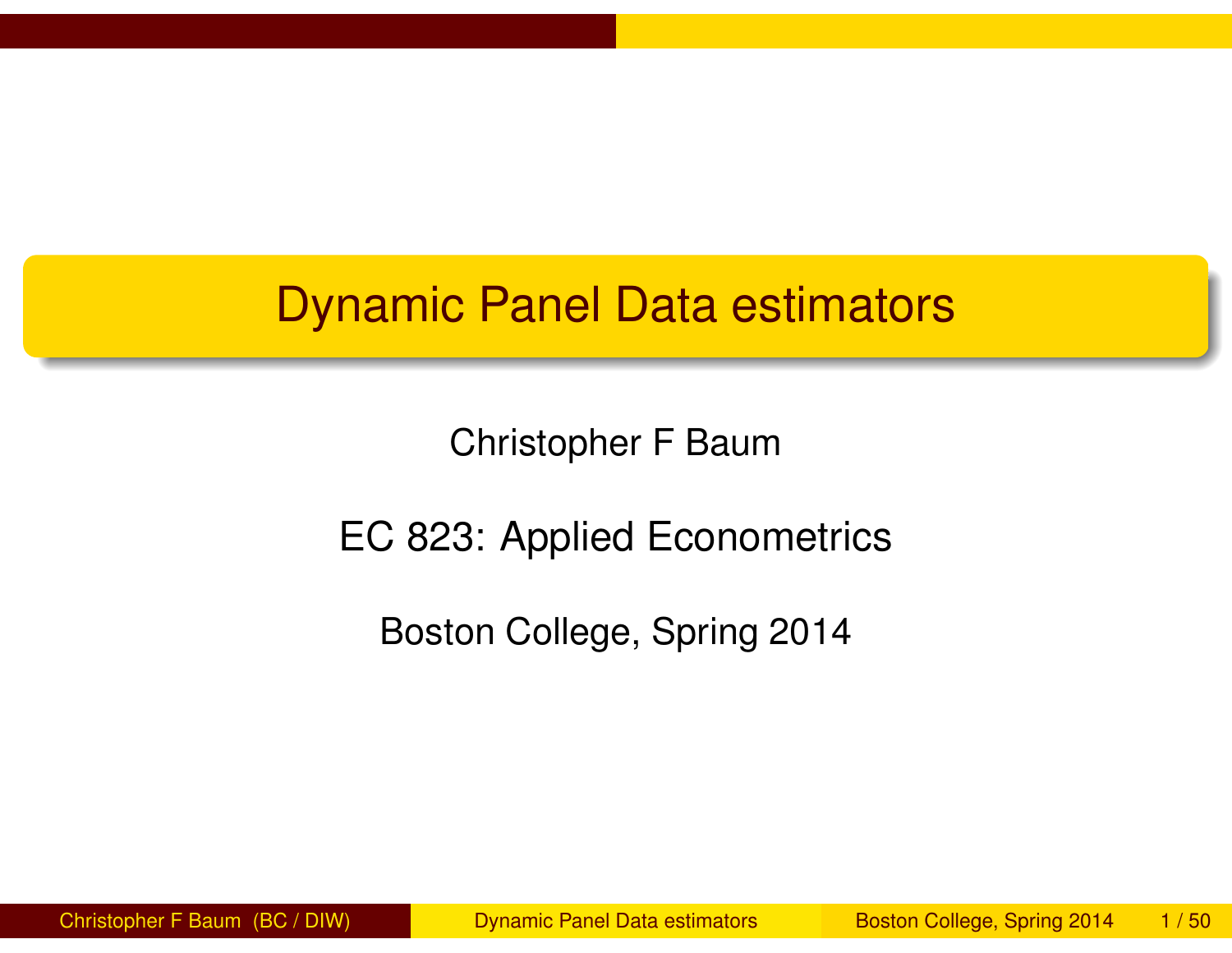# Dynamic Panel Data estimators

Christopher F Baum

EC 823: Applied Econometrics

Boston College, Spring 2014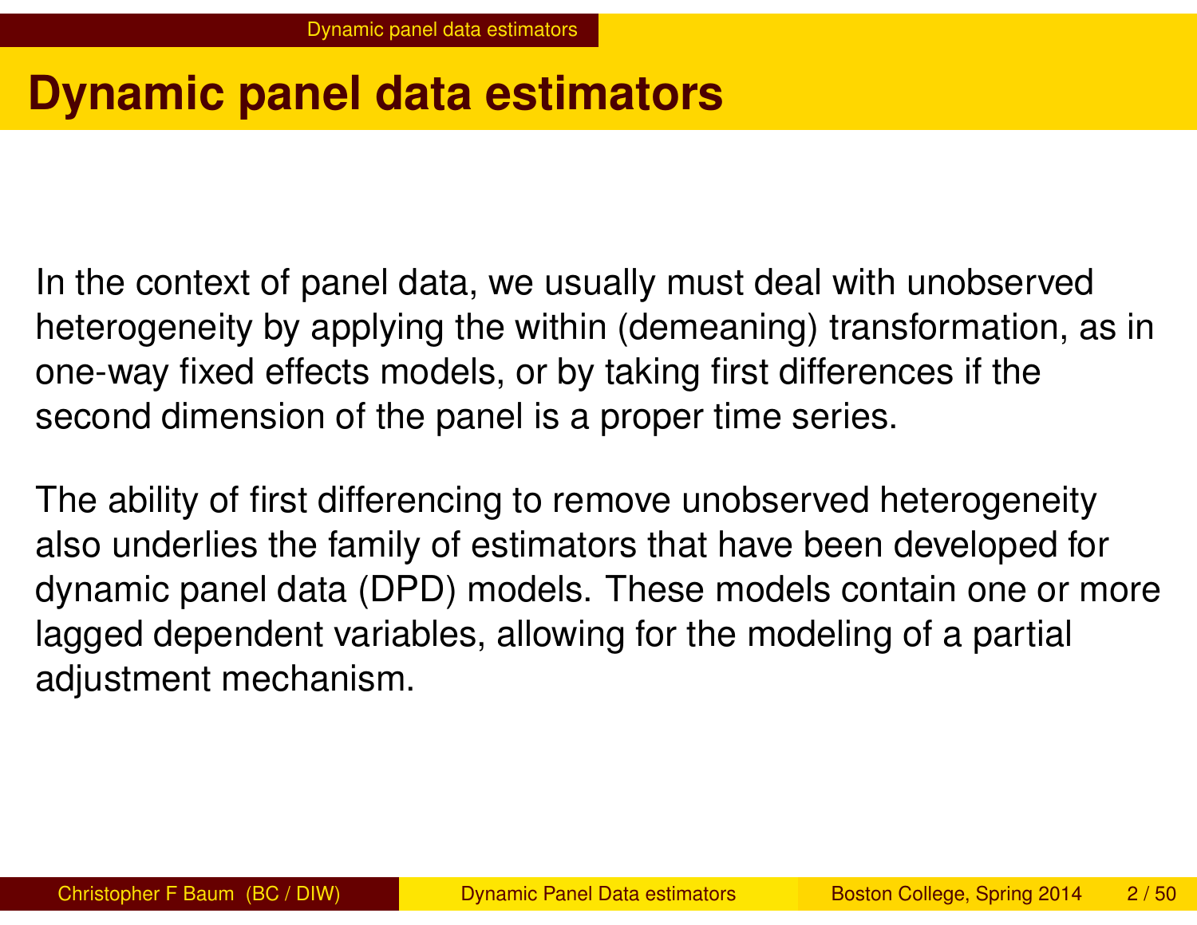# Dynamic panel data estimators

In the context of panel data, we usually must deal with unobserved heterogeneity by applying the within (demeaning) transformation, as in one-way fixed effects models, or by taking first differences if the second dimension of the panel is a proper time series.

The ability of first differencing to remove unobserved heterogeneity also underlies the family of estimators that have been developed for dynamic panel data (DPD) models. These models contain one or more lagged dependent variables, allowing for the modeling of a partial adjustment mechanism.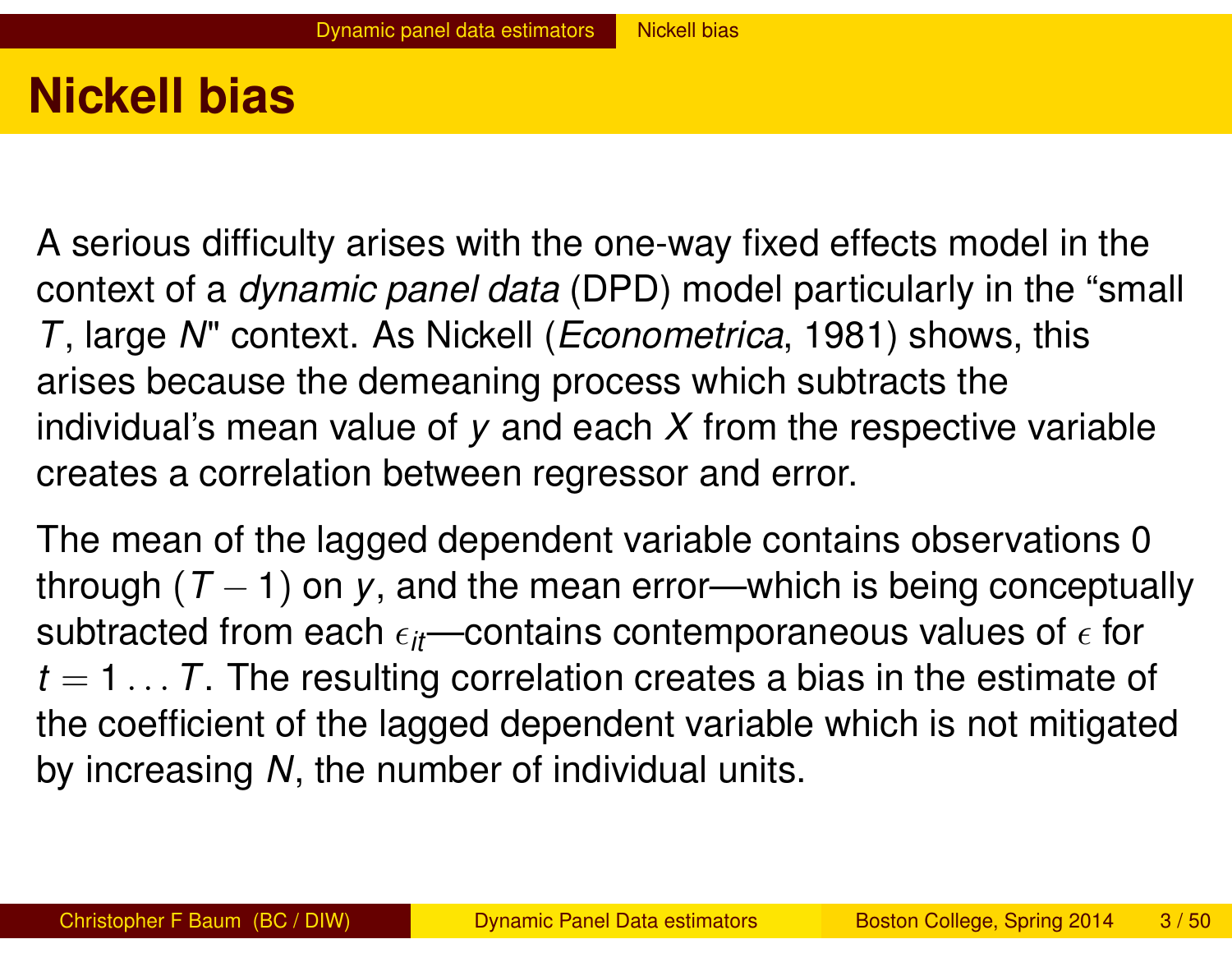# Nickell bias

A serious difficulty arises with the one-way fixed effects model in the context of a *dynamic panel data* (DPD) model particularly in the “small $T$, large $N$" context. As Nickell (*Econometrica*, 1981) shows, this arises because the demeaning process which subtracts the individual’s mean value of $y$ and each $X$ from the respective variable creates a correlation between regressor and error.

The mean of the lagged dependent variable contains observations 0 through $(T-1)$ on $y$, and the mean error—which is being conceptually subtracted from each $\epsilon_{it}$—contains contemporaneous values of $\epsilon$ for $t = 1 \ldots T$. The resulting correlation creates a bias in the estimate of the coefficient of the lagged dependent variable which is not mitigated by increasing $N$, the number of individual units.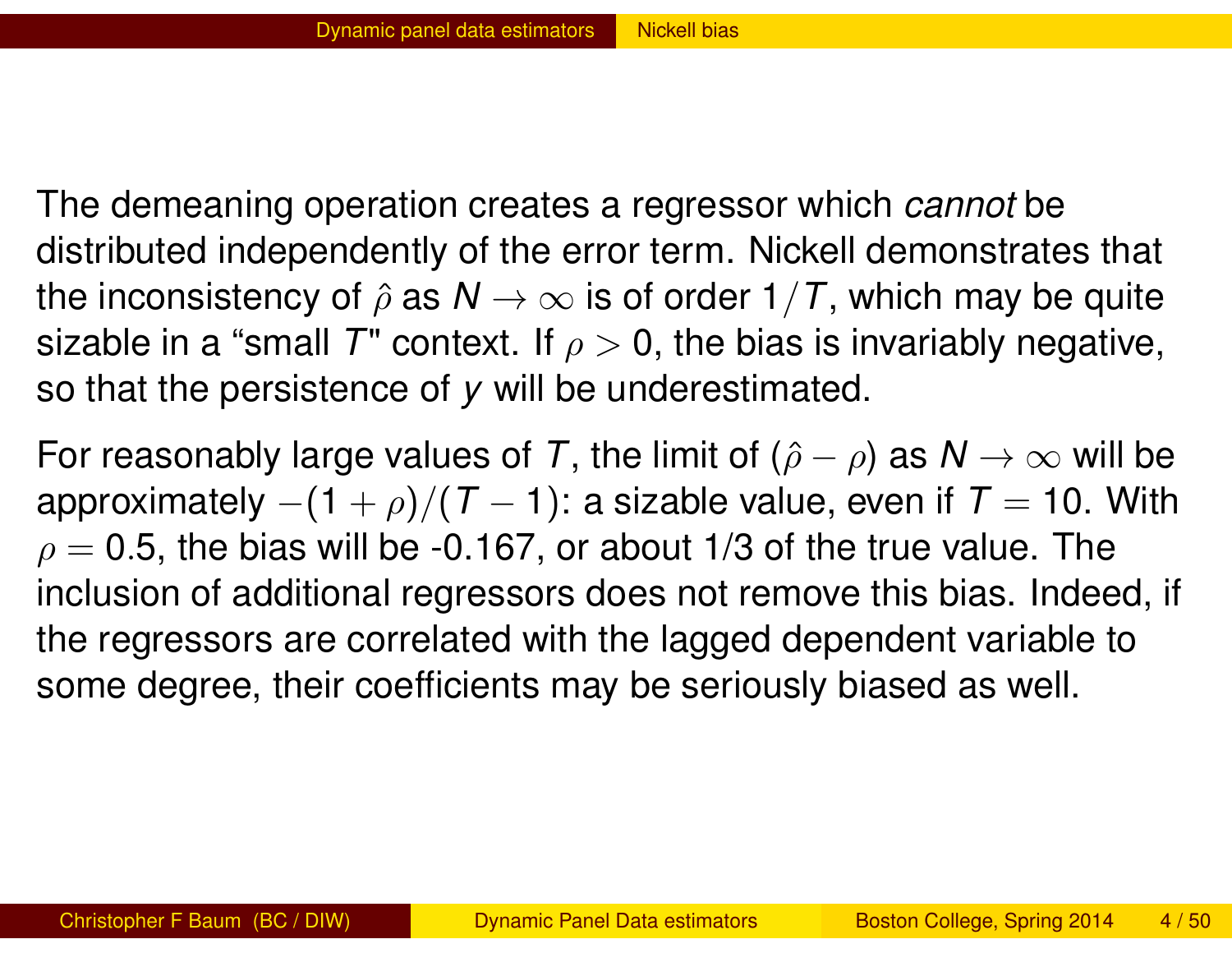The demeaning operation creates a regressor which *cannot* be distributed independently of the error term. Nickell demonstrates that the inconsistency of $\hat{\rho}$ as $N \rightarrow \infty$ is of order $1/T$, which may be quite sizable in a “small $T$" context. If $\rho > 0$, the bias is invariably negative, so that the persistence of $y$ will be underestimated.

For reasonably large values of $T$, the limit of $(\hat{\rho} - \rho)$ as $N \rightarrow \infty$ will be approximately $-(1 + \rho)/(T - 1)$: a sizable value, even if $T = 10$. With $\rho = 0.5$, the bias will be -0.167, or about 1/3 of the true value. The inclusion of additional regressors does not remove this bias. Indeed, if the regressors are correlated with the lagged dependent variable to some degree, their coefficients may be seriously biased as well.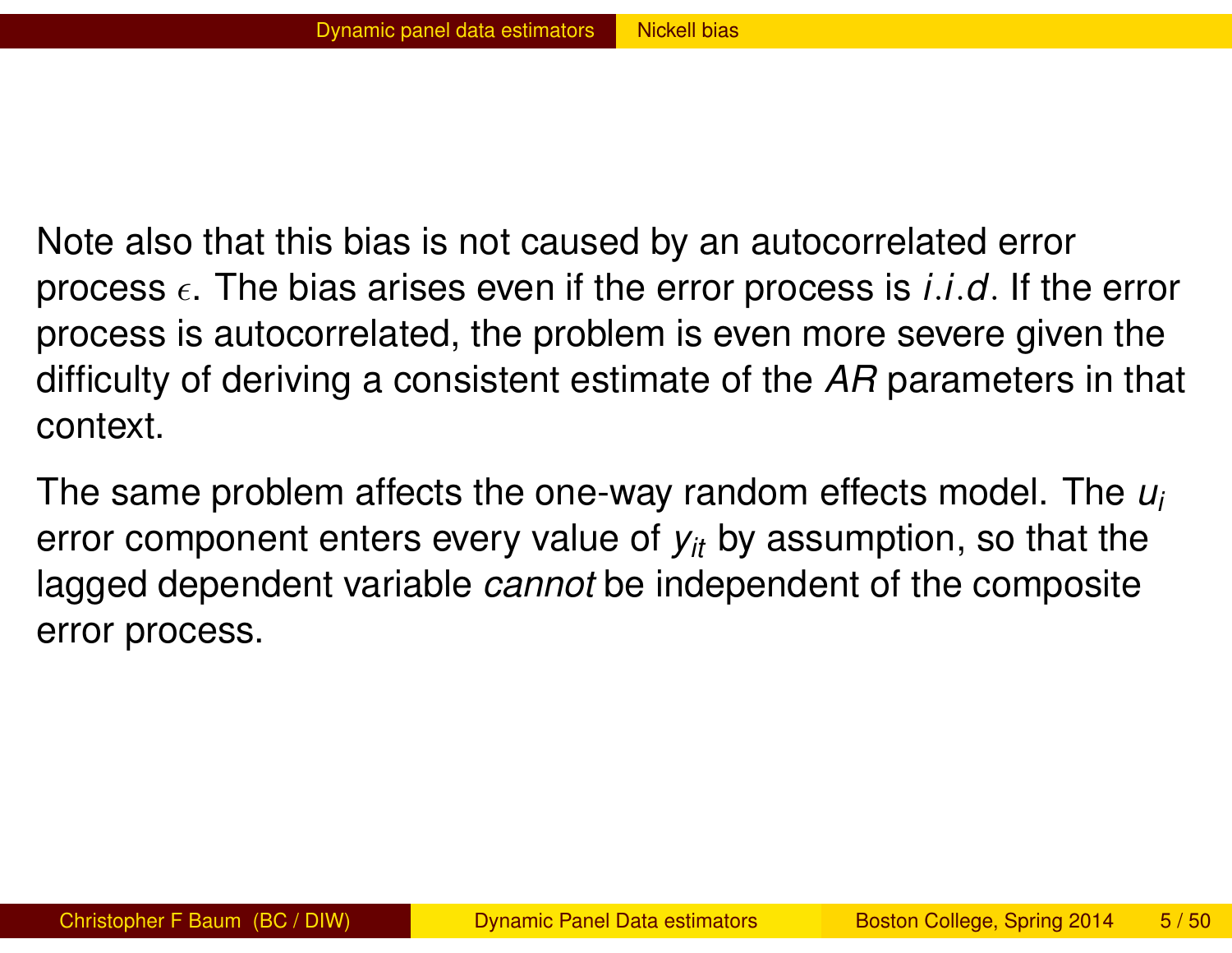Note also that this bias is not caused by an autocorrelated error process $\epsilon$. The bias arises even if the error process is *i.i.d*. If the error process is autocorrelated, the problem is even more severe given the difficulty of deriving a consistent estimate of the *AR* parameters in that context.

The same problem affects the one-way random effects model. The $u_i$ error component enters every value of $y_{it}$ by assumption, so that the lagged dependent variable *cannot* be independent of the composite error process.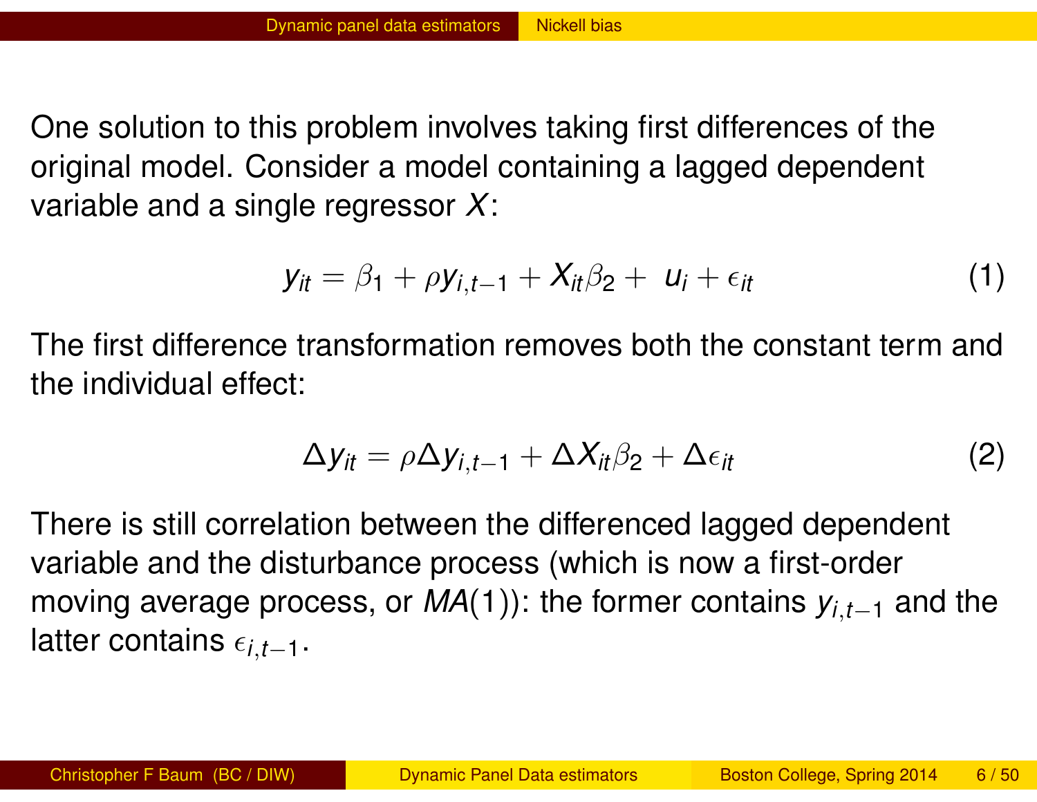One solution to this problem involves taking first differences of the original model. Consider a model containing a lagged dependent variable and a single regressor $X$:

$$y_{it} = \beta_1 + \rho y_{i,t-1} + X_{it}\beta_2 + u_i + \epsilon_{it} \tag{1}$$

The first difference transformation removes both the constant term and the individual effect:

$$\Delta y_{it} = \rho \Delta y_{i,t-1} + \Delta X_{it}\beta_2 + \Delta \epsilon_{it} \tag{2}$$

There is still correlation between the differenced lagged dependent variable and the disturbance process (which is now a first-order moving average process, or $MA(1)$): the former contains $y_{i,t-1}$ and the latter contains $\epsilon_{i,t-1}$.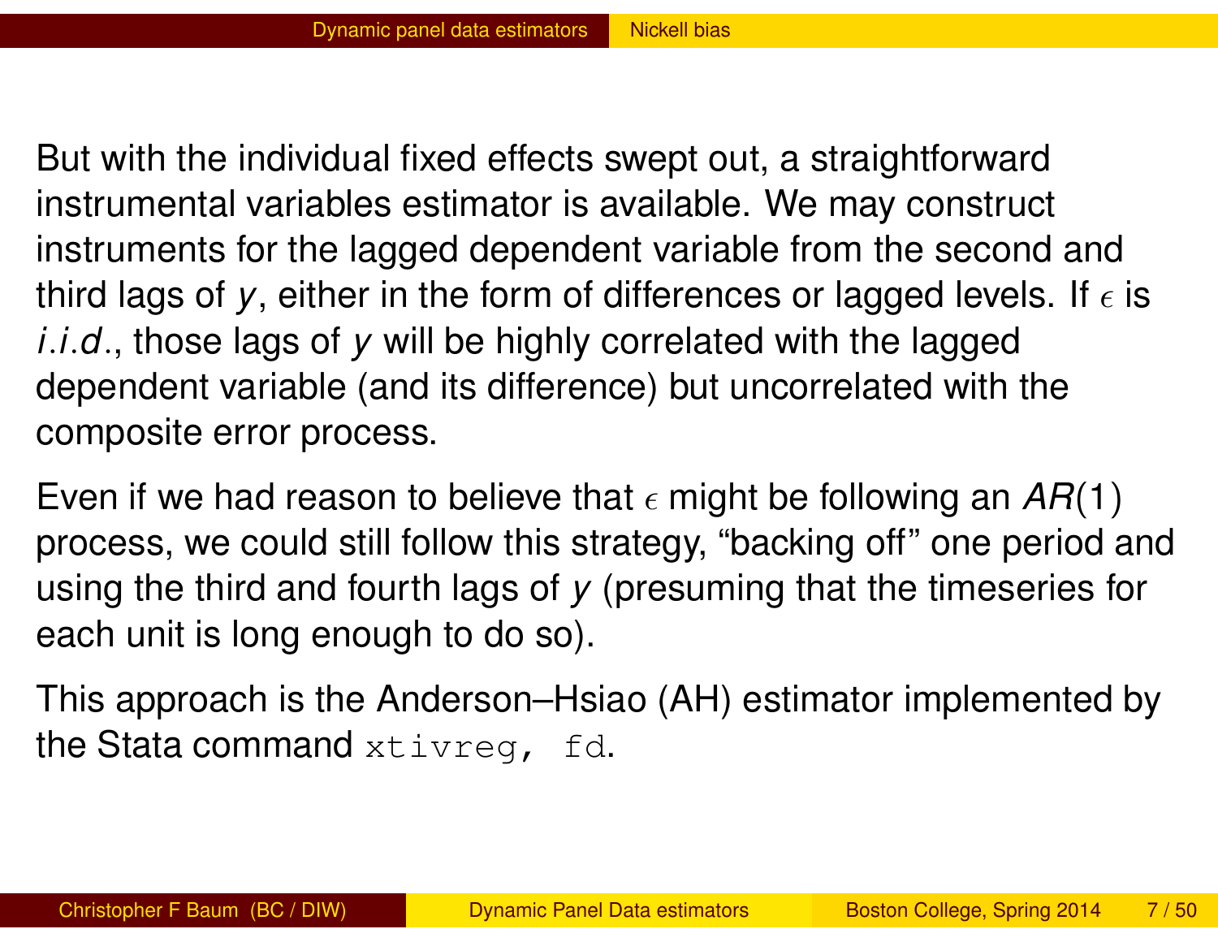But with the individual fixed effects swept out, a straightforward instrumental variables estimator is available. We may construct instruments for the lagged dependent variable from the second and third lags of $y$, either in the form of differences or lagged levels. If $\epsilon$ is *i.i.d.*, those lags of $y$ will be highly correlated with the lagged dependent variable (and its difference) but uncorrelated with the composite error process.

Even if we had reason to believe that $\epsilon$ might be following an $AR(1)$ process, we could still follow this strategy, “backing off” one period and using the third and fourth lags of $y$ (presuming that the timeseries for each unit is long enough to do so).

This approach is the Anderson–Hsiao (AH) estimator implemented by the Stata command `xtivreg, fd`.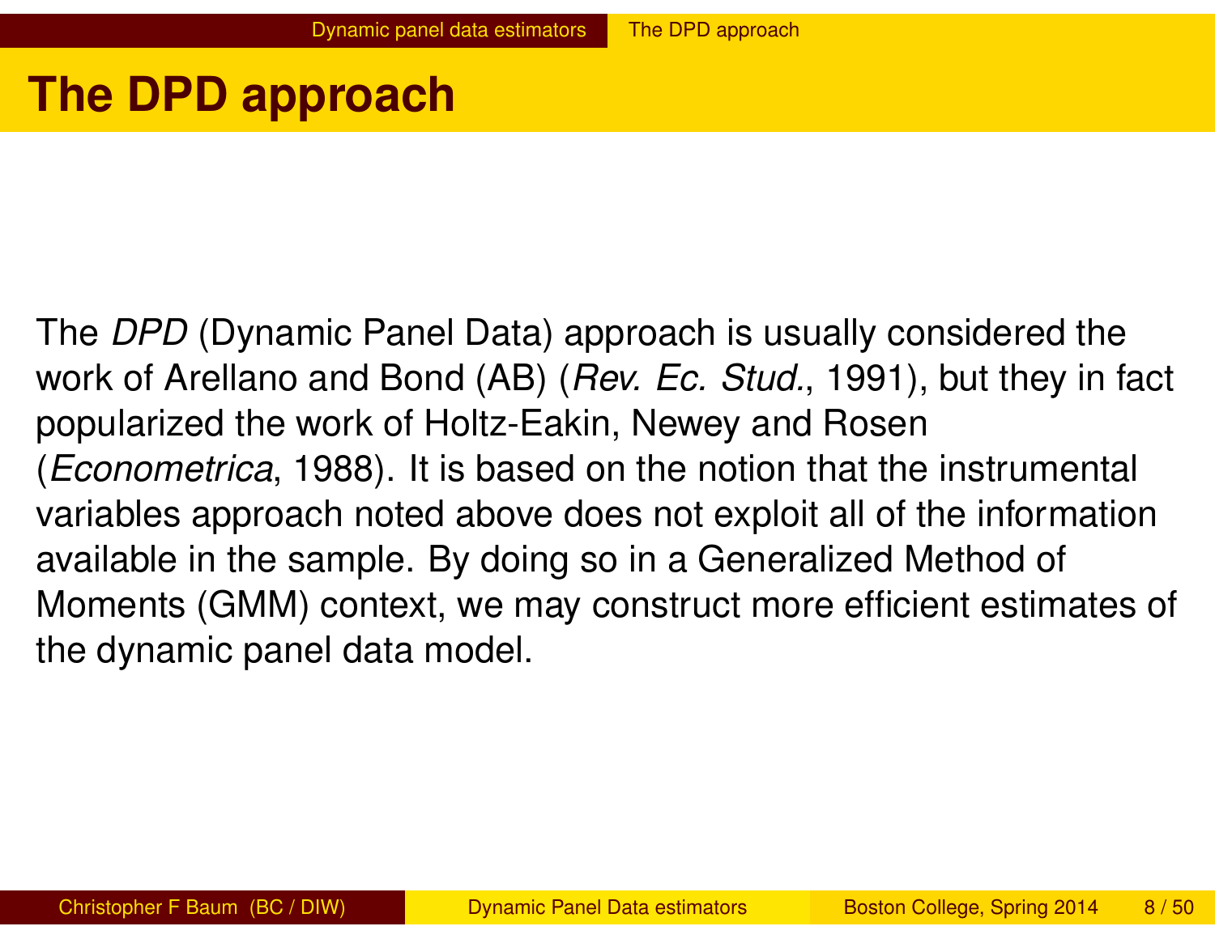# The DPD approach

The *DPD* (Dynamic Panel Data) approach is usually considered the work of Arellano and Bond (AB) (*Rev. Ec. Stud.*, 1991), but they in fact popularized the work of Holtz-Eakin, Newey and Rosen (*Econometrica*, 1988). It is based on the notion that the instrumental variables approach noted above does not exploit all of the information available in the sample. By doing so in a Generalized Method of Moments (GMM) context, we may construct more efficient estimates of the dynamic panel data model.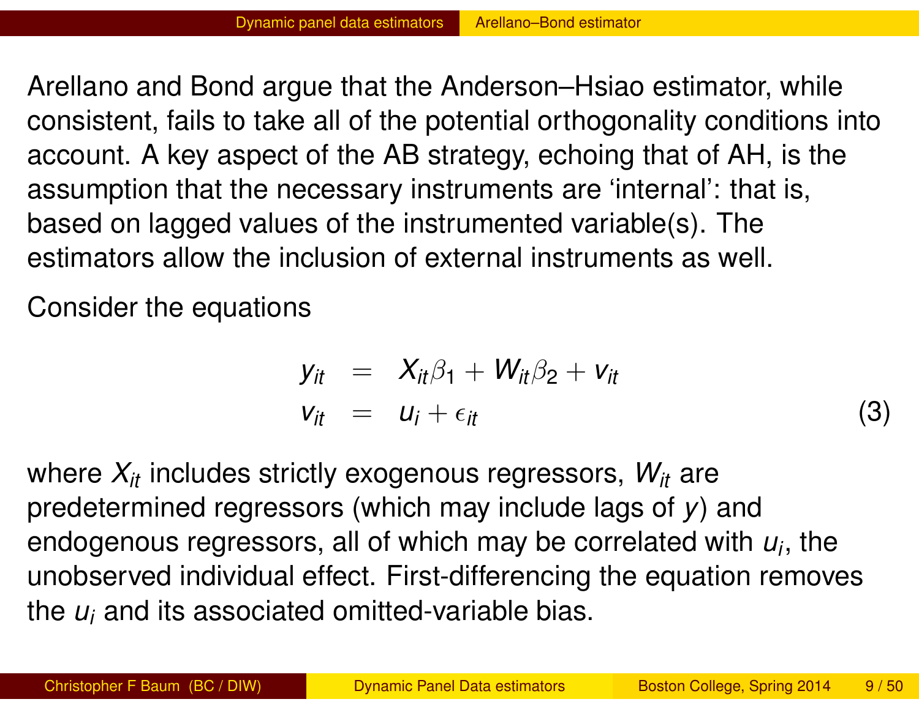Arellano and Bond argue that the Anderson–Hsiao estimator, while consistent, fails to take all of the potential orthogonality conditions into account. A key aspect of the AB strategy, echoing that of AH, is the assumption that the necessary instruments are 'internal': that is, based on lagged values of the instrumented variable(s). The estimators allow the inclusion of external instruments as well.

Consider the equations

$$
\begin{aligned}
y_{it} &= X_{it}\beta_1 + W_{it}\beta_2 + v_{it} \\
v_{it} &= u_i + \epsilon_{it}
\end{aligned}
\tag{3}
$$

where $X_{it}$ includes strictly exogenous regressors, $W_{it}$ are predetermined regressors (which may include lags of $y$) and endogenous regressors, all of which may be correlated with $u_i$, the unobserved individual effect. First-differencing the equation removes the $u_i$ and its associated omitted-variable bias.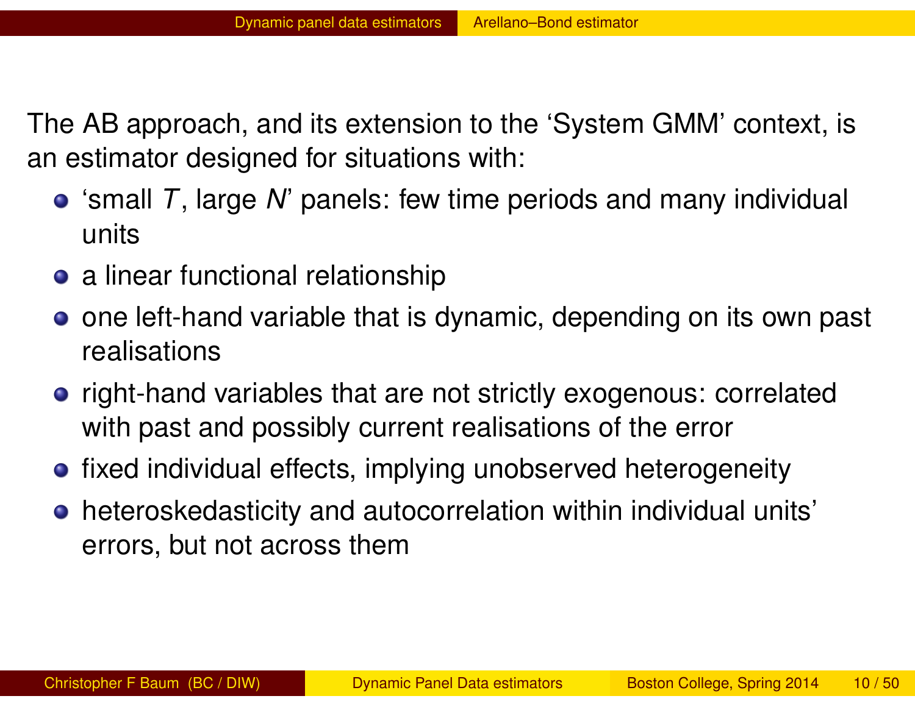The AB approach, and its extension to the 'System GMM' context, is an estimator designed for situations with:

- 'small $T$, large $N$' panels: few time periods and many individual units
- a linear functional relationship
- one left-hand variable that is dynamic, depending on its own past realisations
- right-hand variables that are not strictly exogenous: correlated with past and possibly current realisations of the error
- fixed individual effects, implying unobserved heterogeneity
- heteroskedasticity and autocorrelation within individual units' errors, but not across them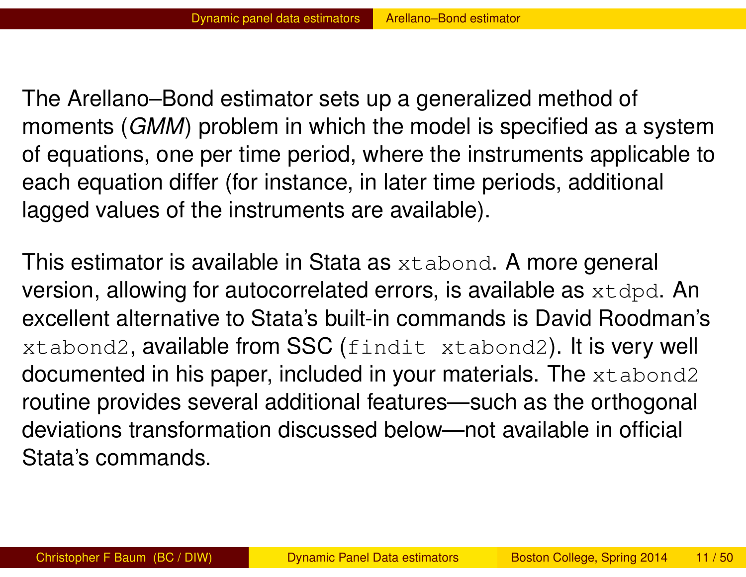The Arellano–Bond estimator sets up a generalized method of moments (*GMM*) problem in which the model is specified as a system of equations, one per time period, where the instruments applicable to each equation differ (for instance, in later time periods, additional lagged values of the instruments are available).

This estimator is available in Stata as `xtabond`. A more general version, allowing for autocorrelated errors, is available as `xtdpd`. An excellent alternative to Stata's built-in commands is David Roodman's `xtabond2`, available from SSC (`findit xtabond2`). It is very well documented in his paper, included in your materials. The `xtabond2` routine provides several additional features—such as the orthogonal deviations transformation discussed below—not available in official Stata's commands.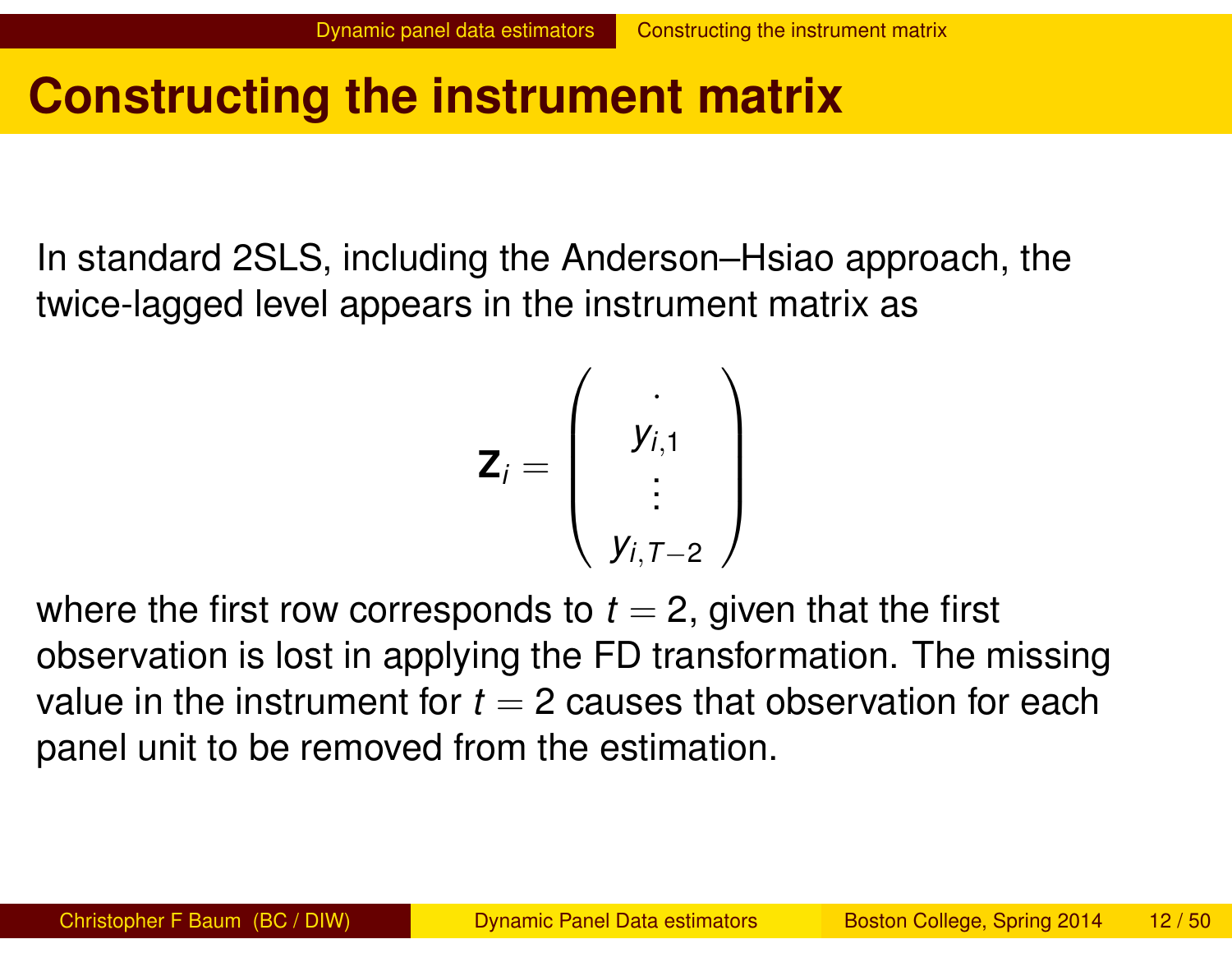# Constructing the instrument matrix

In standard 2SLS, including the Anderson–Hsiao approach, the twice-lagged level appears in the instrument matrix as

$$\mathbf{Z}_i = \begin{pmatrix} . \\ y_{i,1} \\ \vdots \\ y_{i,T-2} \end{pmatrix}$$

where the first row corresponds to $t = 2$, given that the first observation is lost in applying the FD transformation. The missing value in the instrument for $t = 2$ causes that observation for each panel unit to be removed from the estimation.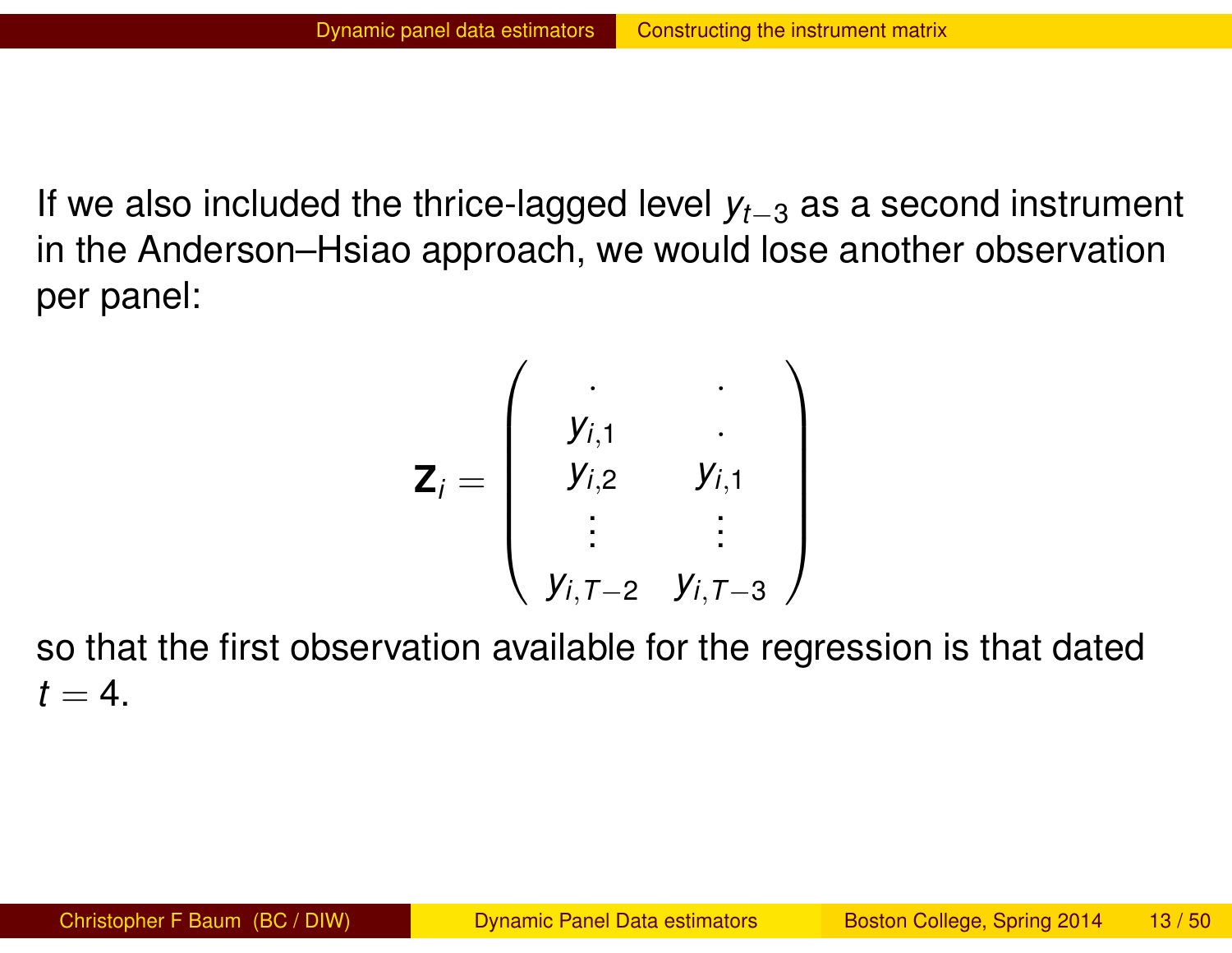If we also included the thrice-lagged level $y_{t-3}$ as a second instrument in the Anderson–Hsiao approach, we would lose another observation per panel:

$$
\mathbf{Z}_i = \begin{pmatrix} . & . \\ y_{i,1} & . \\ y_{i,2} & y_{i,1} \\ \vdots & \vdots \\ y_{i,T-2} & y_{i,T-3} \end{pmatrix}
$$

so that the first observation available for the regression is that dated $t = 4$.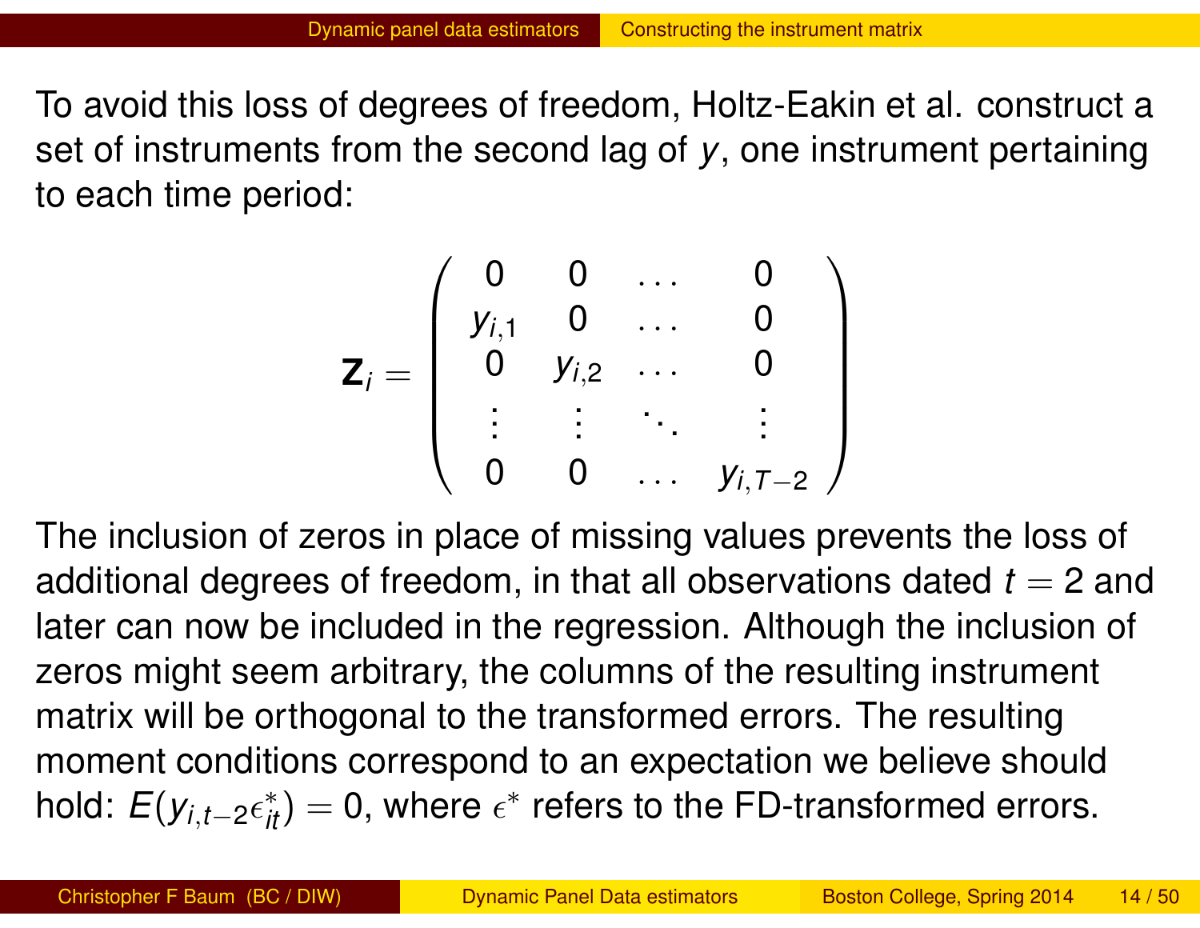To avoid this loss of degrees of freedom, Holtz-Eakin et al. construct a set of instruments from the second lag of $y$, one instrument pertaining to each time period:

$$
\mathbf{Z}_i = \begin{pmatrix}
0 & 0 & \ldots & 0 \\
y_{i,1} & 0 & \ldots & 0 \\
0 & y_{i,2} & \ldots & 0 \\
\vdots & \vdots & \ddots & \vdots \\
0 & 0 & \ldots & y_{i,T-2}
\end{pmatrix}
$$

The inclusion of zeros in place of missing values prevents the loss of additional degrees of freedom, in that all observations dated $t = 2$ and later can now be included in the regression. Although the inclusion of zeros might seem arbitrary, the columns of the resulting instrument matrix will be orthogonal to the transformed errors. The resulting moment conditions correspond to an expectation we believe should hold: $E(y_{i,t-2}\epsilon^*_{it}) = 0$, where $\epsilon^*$ refers to the FD-transformed errors.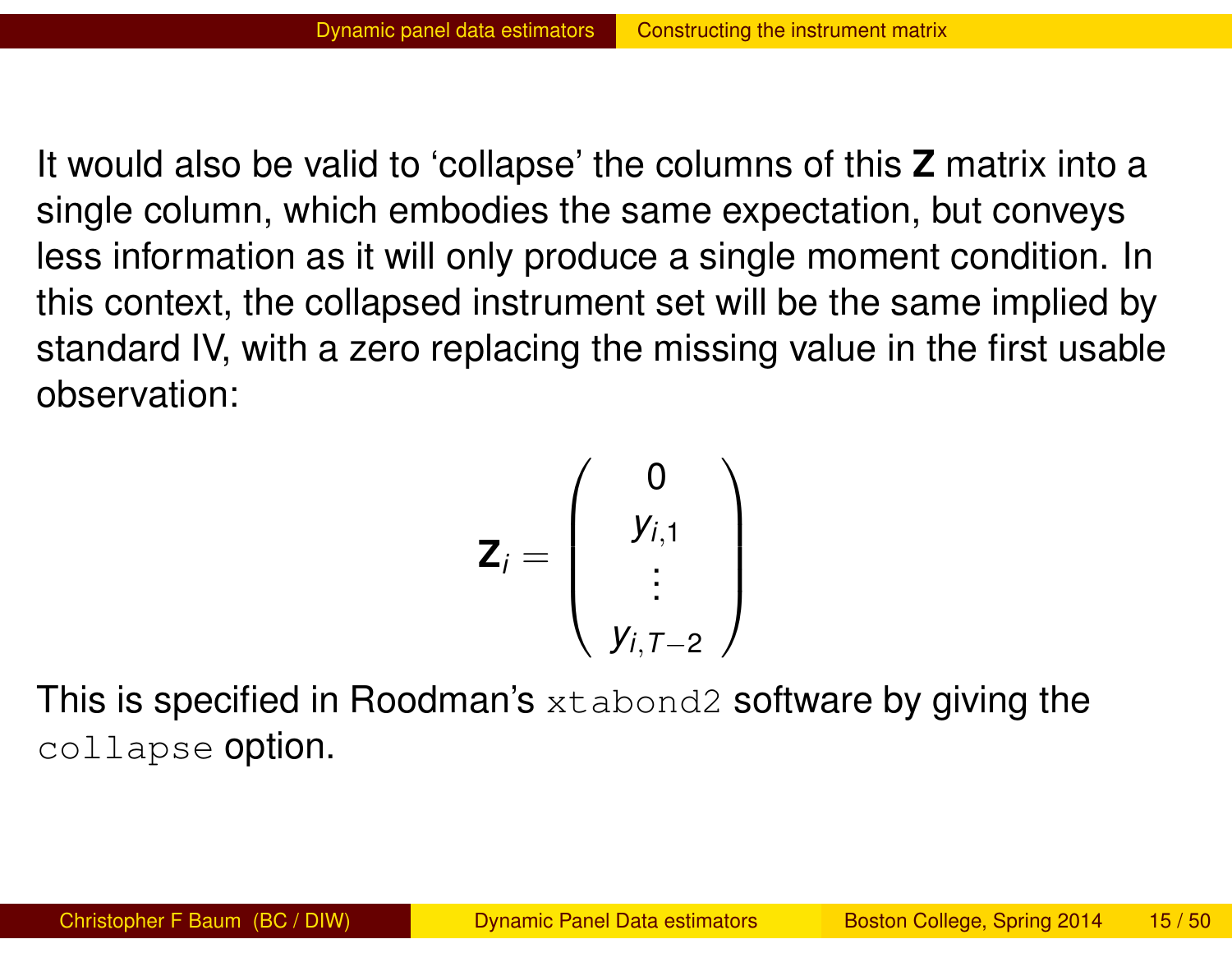It would also be valid to 'collapse' the columns of this **Z** matrix into a single column, which embodies the same expectation, but conveys less information as it will only produce a single moment condition. In this context, the collapsed instrument set will be the same implied by standard IV, with a zero replacing the missing value in the first usable observation:

$$\mathbf{Z}_i = \begin{pmatrix} 0 \\ y_{i,1} \\ \vdots \\ y_{i,T-2} \end{pmatrix}$$

This is specified in Roodman's `xtabond2` software by giving the `collapse` option.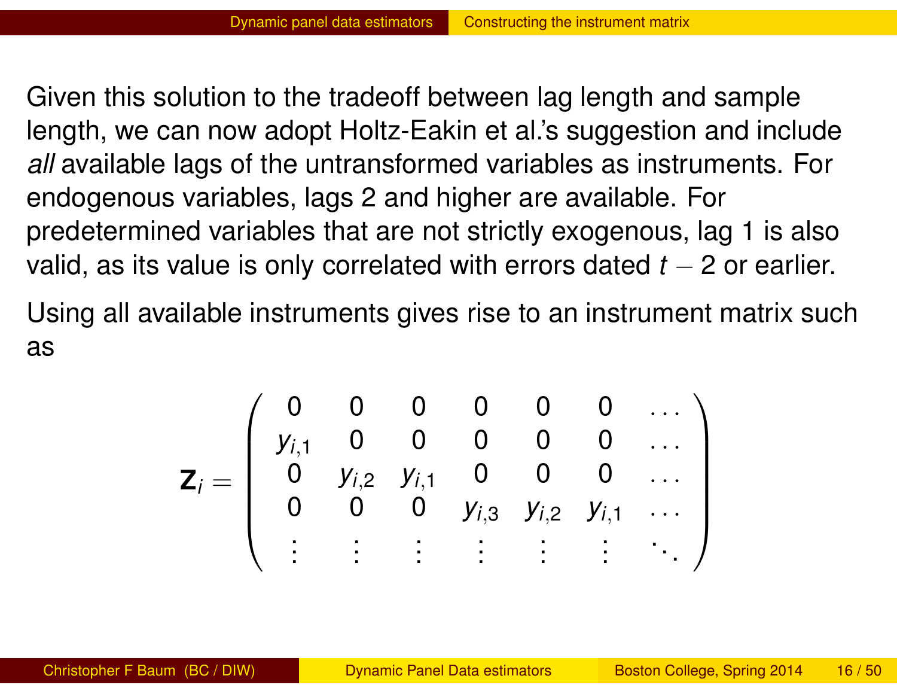Given this solution to the tradeoff between lag length and sample length, we can now adopt Holtz-Eakin et al.'s suggestion and include *all* available lags of the untransformed variables as instruments. For endogenous variables, lags 2 and higher are available. For predetermined variables that are not strictly exogenous, lag 1 is also valid, as its value is only correlated with errors dated $t - 2$ or earlier.

Using all available instruments gives rise to an instrument matrix such as

$$
\mathbf{Z}_i = \begin{pmatrix}
0 & 0 & 0 & 0 & 0 & 0 & \dots \\
y_{i,1} & 0 & 0 & 0 & 0 & 0 & \dots \\
0 & y_{i,2} & y_{i,1} & 0 & 0 & 0 & \dots \\
0 & 0 & 0 & y_{i,3} & y_{i,2} & y_{i,1} & \dots \\
\vdots & \vdots & \vdots & \vdots & \vdots & \vdots & \ddots
\end{pmatrix}
$$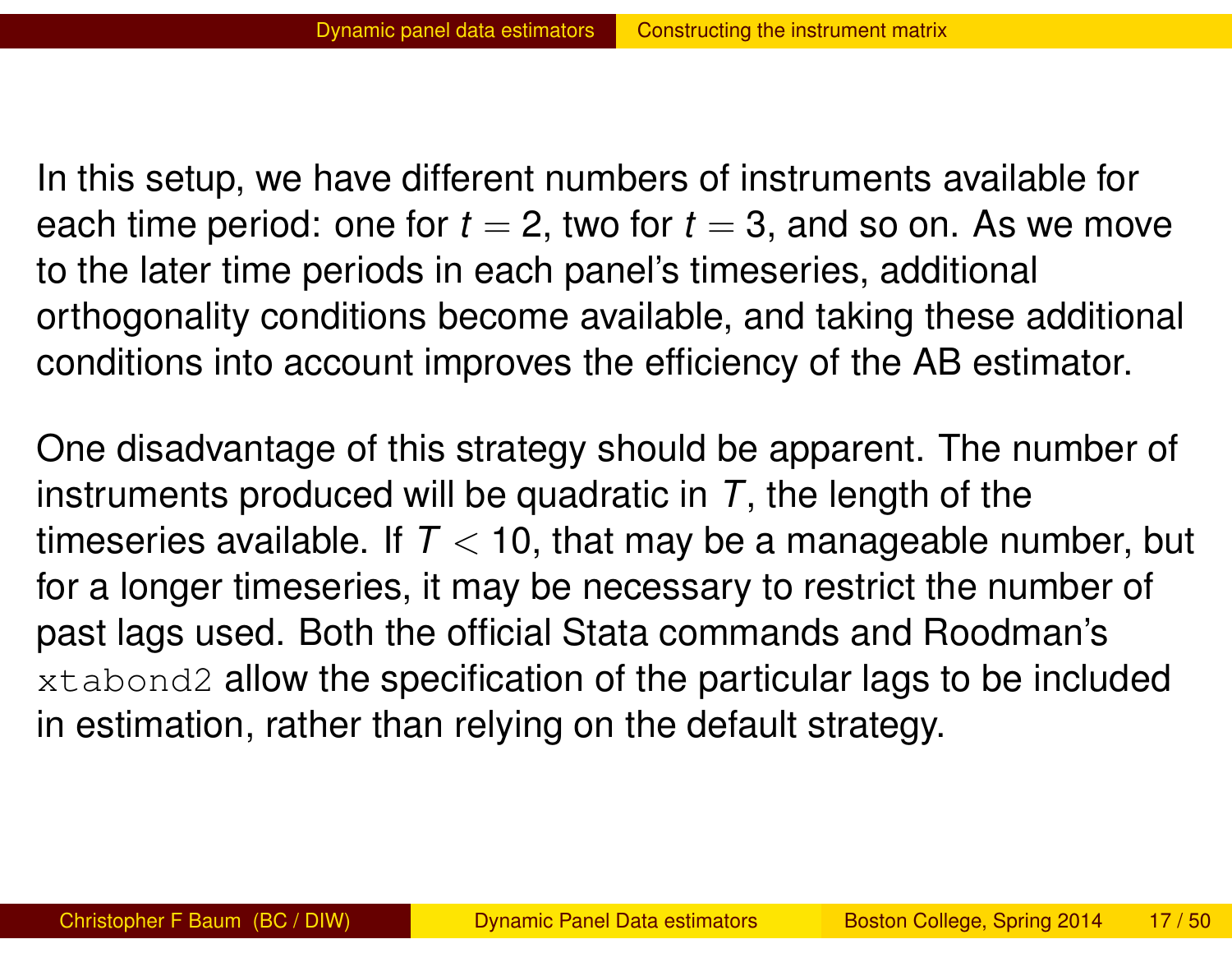In this setup, we have different numbers of instruments available for each time period: one for $t = 2$, two for $t = 3$, and so on. As we move to the later time periods in each panel's timeseries, additional orthogonality conditions become available, and taking these additional conditions into account improves the efficiency of the AB estimator.

One disadvantage of this strategy should be apparent. The number of instruments produced will be quadratic in $T$, the length of the timeseries available. If $T < 10$, that may be a manageable number, but for a longer timeseries, it may be necessary to restrict the number of past lags used. Both the official Stata commands and Roodman's `xtabond2` allow the specification of the particular lags to be included in estimation, rather than relying on the default strategy.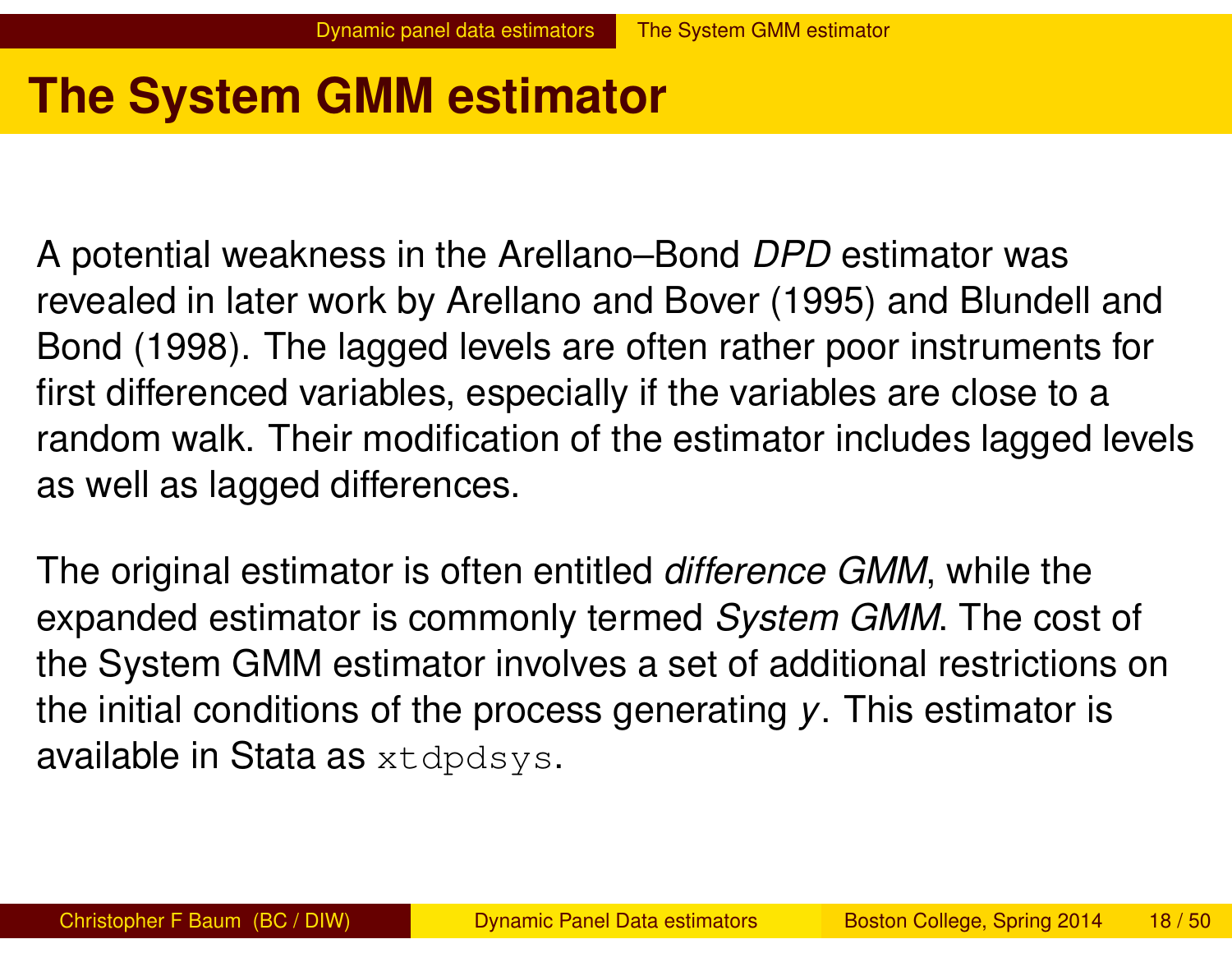# The System GMM estimator

A potential weakness in the Arellano–Bond *DPD* estimator was revealed in later work by Arellano and Bover (1995) and Blundell and Bond (1998). The lagged levels are often rather poor instruments for first differenced variables, especially if the variables are close to a random walk. Their modification of the estimator includes lagged levels as well as lagged differences.

The original estimator is often entitled *difference GMM*, while the expanded estimator is commonly termed *System GMM*. The cost of the System GMM estimator involves a set of additional restrictions on the initial conditions of the process generating $y$. This estimator is available in Stata as `xtdpdsys`.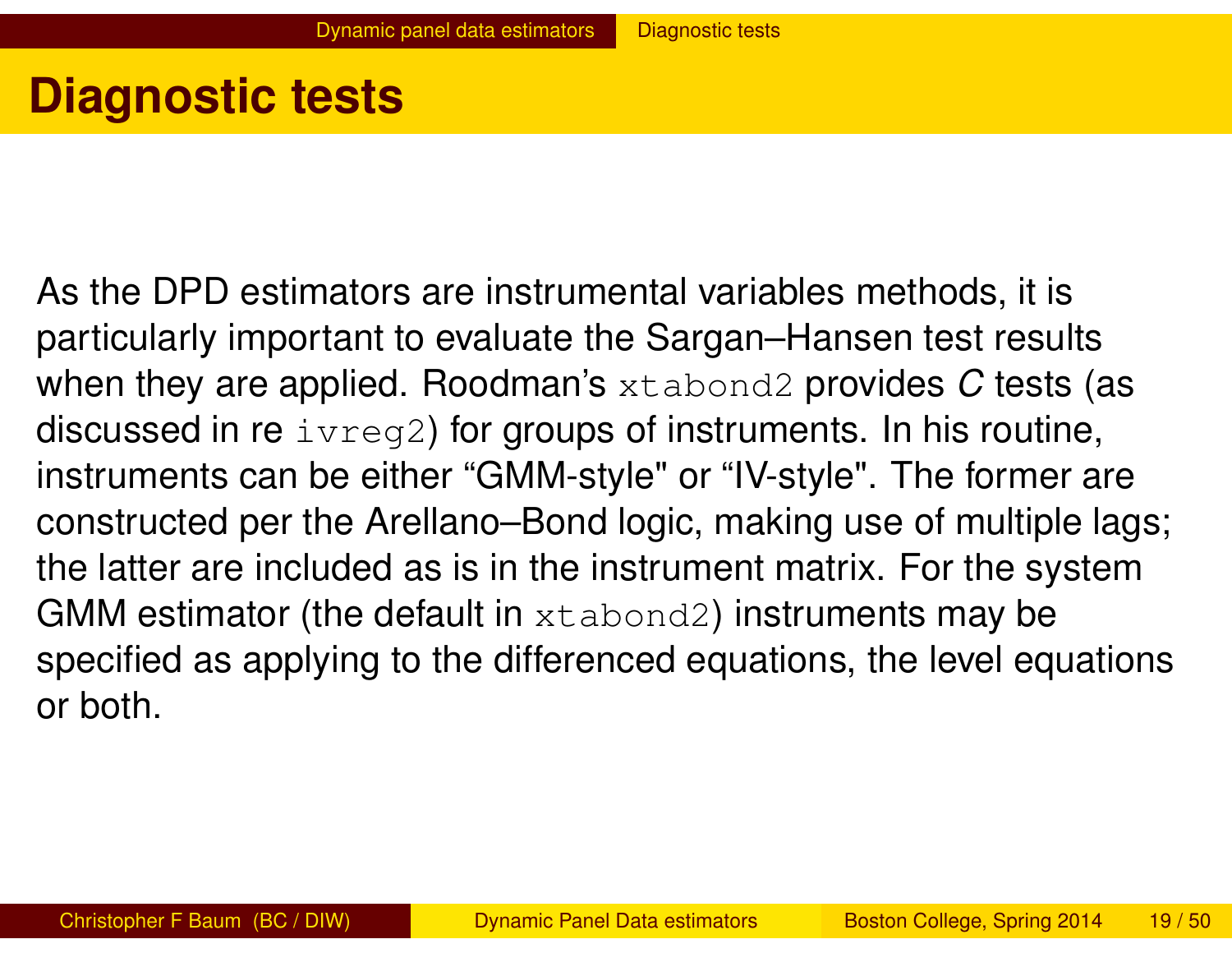# Diagnostic tests

As the DPD estimators are instrumental variables methods, it is particularly important to evaluate the Sargan–Hansen test results when they are applied. Roodman's `xtabond2` provides *C* tests (as discussed in re `ivreg2`) for groups of instruments. In his routine, instruments can be either "GMM-style" or "IV-style". The former are constructed per the Arellano–Bond logic, making use of multiple lags; the latter are included as is in the instrument matrix. For the system GMM estimator (the default in `xtabond2`) instruments may be specified as applying to the differenced equations, the level equations or both.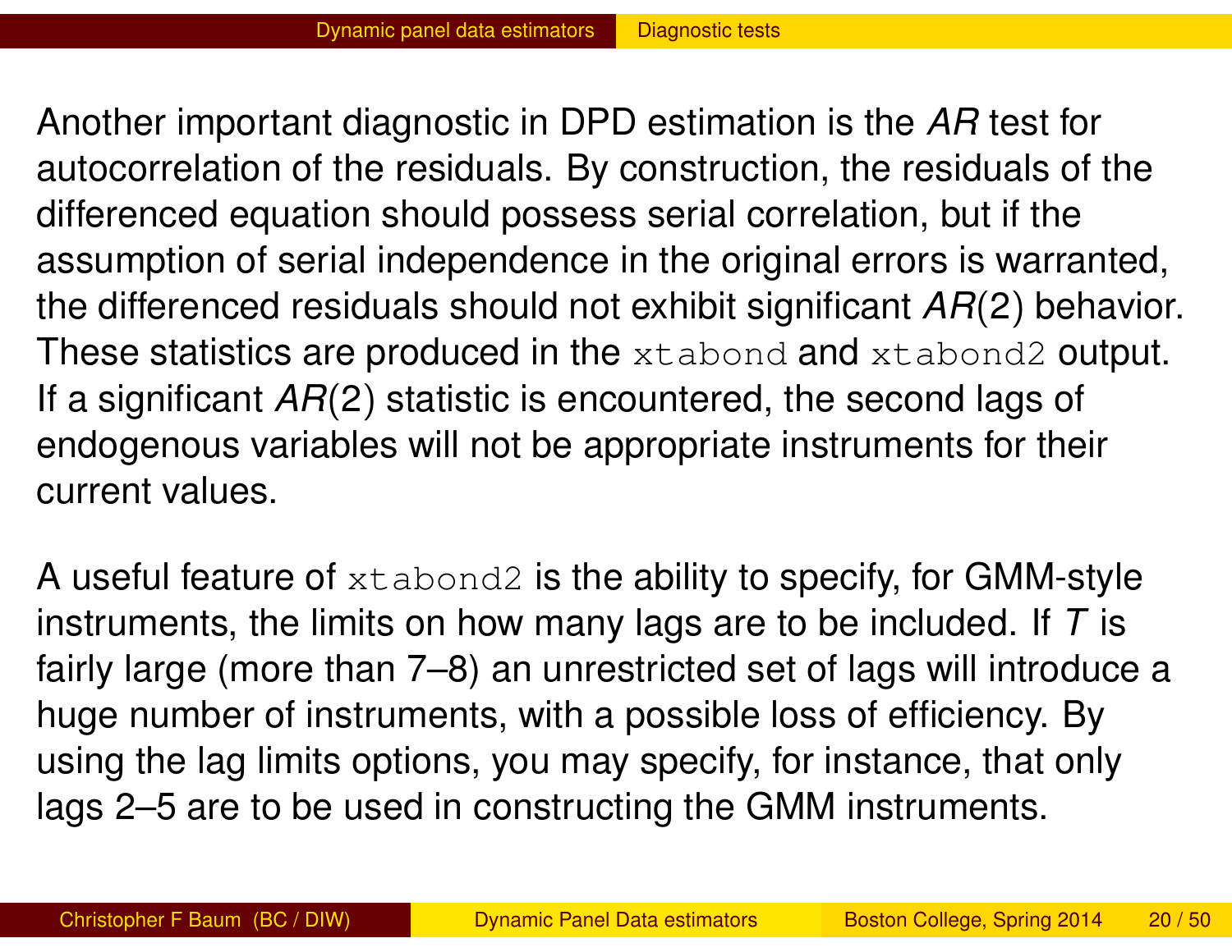Another important diagnostic in DPD estimation is the *AR* test for autocorrelation of the residuals. By construction, the residuals of the differenced equation should possess serial correlation, but if the assumption of serial independence in the original errors is warranted, the differenced residuals should not exhibit significant *AR*(2) behavior. These statistics are produced in the `xtabond` and `xtabond2` output. If a significant *AR*(2) statistic is encountered, the second lags of endogenous variables will not be appropriate instruments for their current values.

A useful feature of `xtabond2` is the ability to specify, for GMM-style instruments, the limits on how many lags are to be included. If $T$ is fairly large (more than 7–8) an unrestricted set of lags will introduce a huge number of instruments, with a possible loss of efficiency. By using the lag limits options, you may specify, for instance, that only lags 2–5 are to be used in constructing the GMM instruments.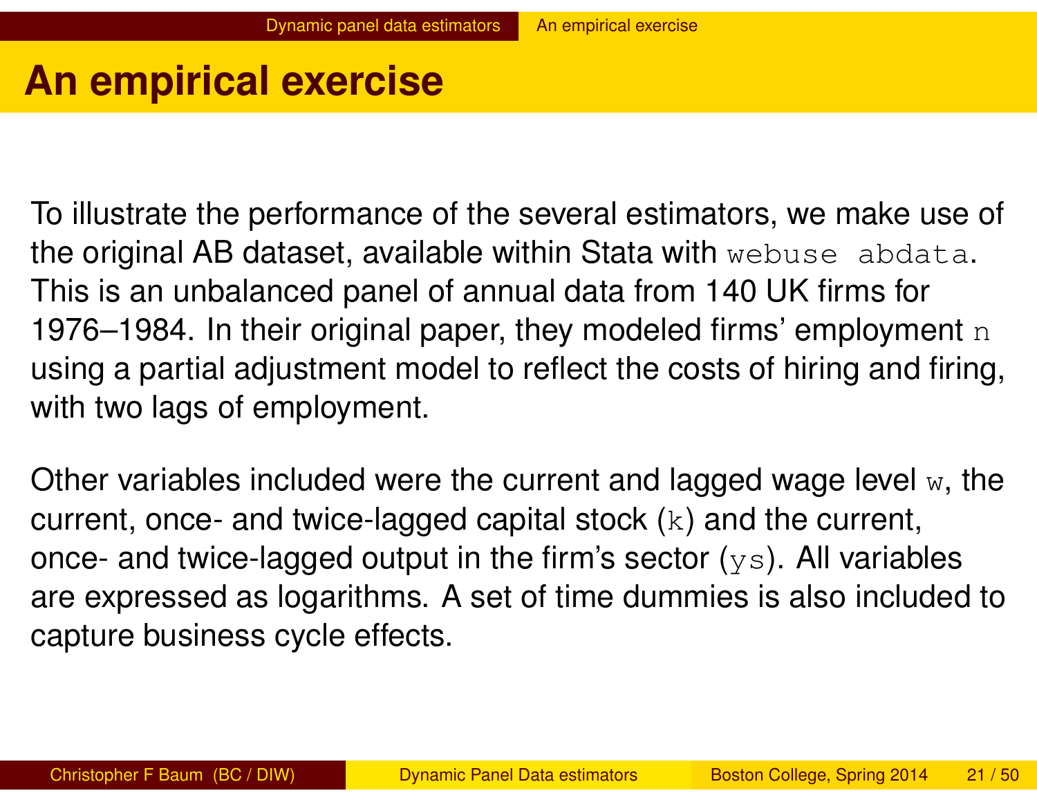# An empirical exercise

To illustrate the performance of the several estimators, we make use of the original AB dataset, available within Stata with `webuse abdata`. This is an unbalanced panel of annual data from 140 UK firms for 1976–1984. In their original paper, they modeled firms' employment `n` using a partial adjustment model to reflect the costs of hiring and firing, with two lags of employment.

Other variables included were the current and lagged wage level `w`, the current, once- and twice-lagged capital stock (`k`) and the current, once- and twice-lagged output in the firm's sector (`ys`). All variables are expressed as logarithms. A set of time dummies is also included to capture business cycle effects.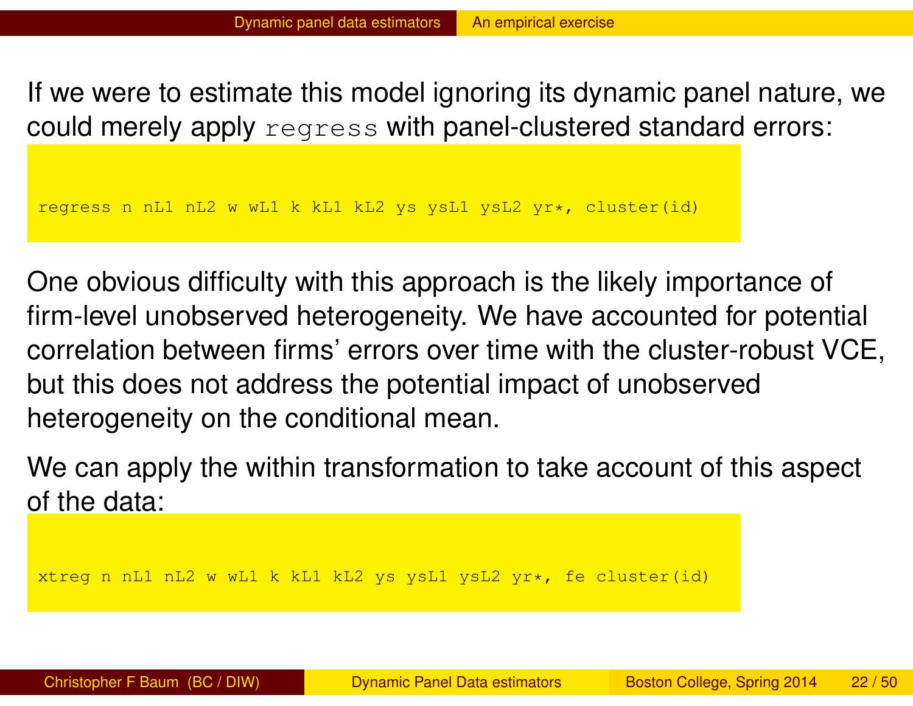If we were to estimate this model ignoring its dynamic panel nature, we could merely apply `regress` with panel-clustered standard errors:

```
regress n nL1 nL2 w wL1 k kL1 kL2 ys ysL1 ysL2 yr*, cluster(id)
```

One obvious difficulty with this approach is the likely importance of firm-level unobserved heterogeneity. We have accounted for potential correlation between firms' errors over time with the cluster-robust VCE, but this does not address the potential impact of unobserved heterogeneity on the conditional mean.

We can apply the within transformation to take account of this aspect of the data:

```
xtreg n nL1 nL2 w wL1 k kL1 kL2 ys ysL1 ysL2 yr*, fe cluster(id)
```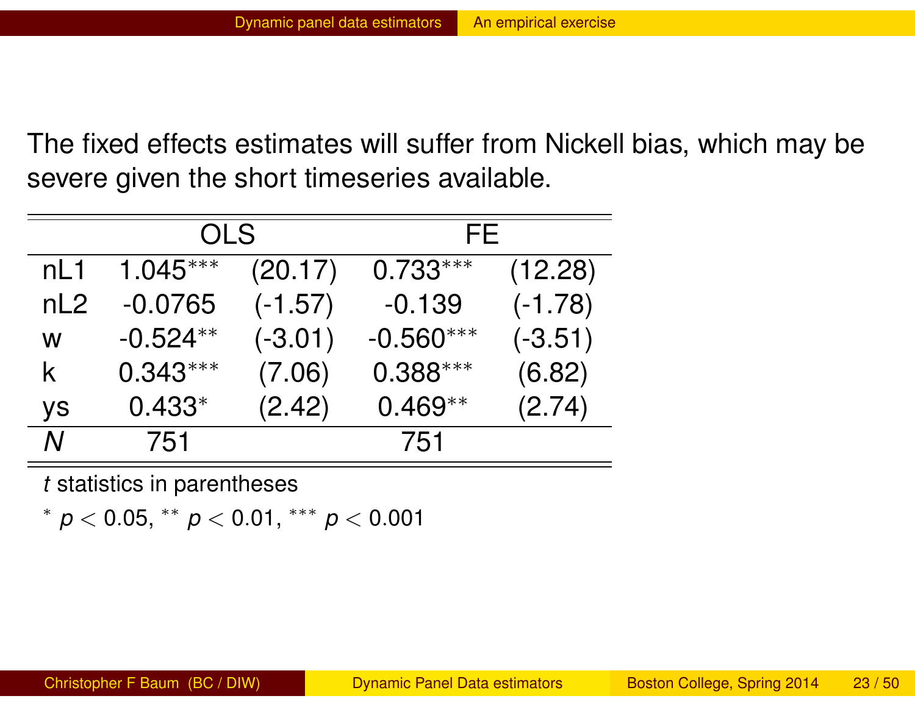The fixed effects estimates will suffer from Nickell bias, which may be severe given the short timeseries available.

| | OLS | | FE | |
|---|---|---|---|---|
| nL1 | 1.045*** | (20.17) | 0.733*** | (12.28) |
| nL2 | -0.0765 | (-1.57) | -0.139 | (-1.78) |
| w | -0.524** | (-3.01) | -0.560*** | (-3.51) |
| k | 0.343*** | (7.06) | 0.388*** | (6.82) |
| ys | 0.433* | (2.42) | 0.469** | (2.74) |
| *N* | 751 | | 751 | |

*t* statistics in parentheses

\* $p < 0.05$, ** $p < 0.01$, *** $p < 0.001$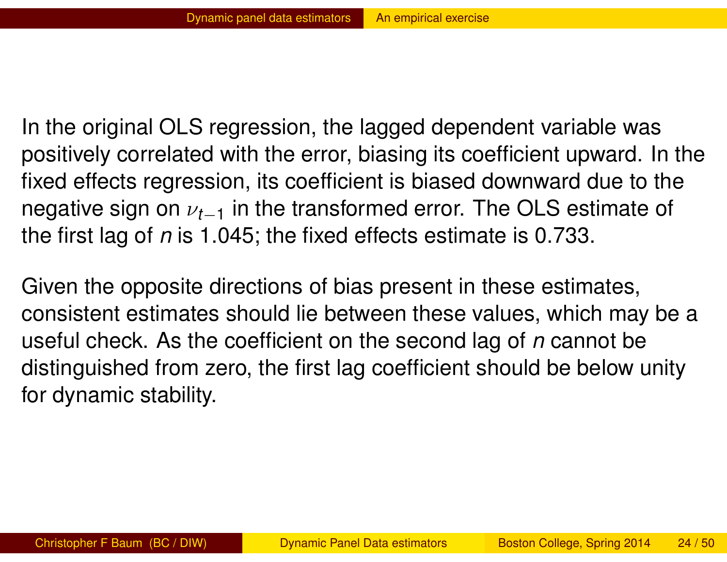In the original OLS regression, the lagged dependent variable was positively correlated with the error, biasing its coefficient upward. In the fixed effects regression, its coefficient is biased downward due to the negative sign on $\nu_{t-1}$ in the transformed error. The OLS estimate of the first lag of *n* is 1.045; the fixed effects estimate is 0.733.

Given the opposite directions of bias present in these estimates, consistent estimates should lie between these values, which may be a useful check. As the coefficient on the second lag of *n* cannot be distinguished from zero, the first lag coefficient should be below unity for dynamic stability.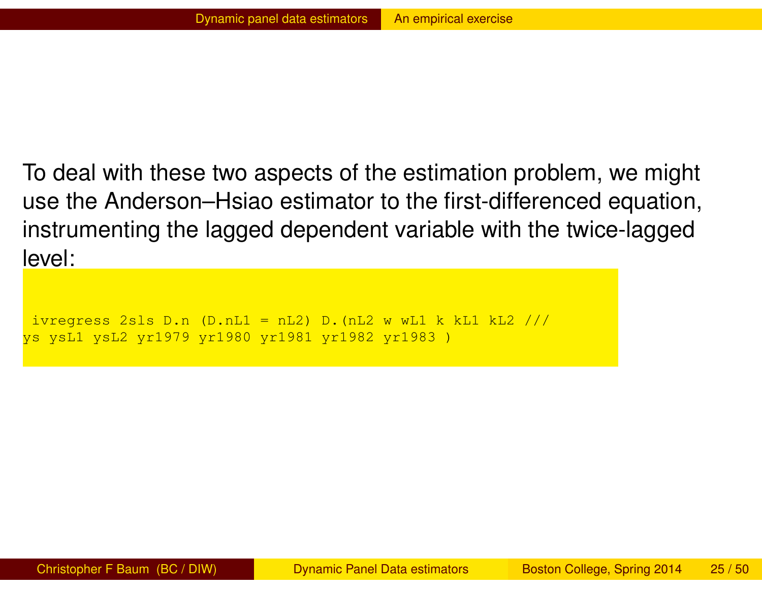To deal with these two aspects of the estimation problem, we might use the Anderson–Hsiao estimator to the first-differenced equation, instrumenting the lagged dependent variable with the twice-lagged level:

```
ivregress 2sls D.n (D.nL1 = nL2) D.(nL2 w wL1 k kL1 kL2 ///
ys ysL1 ysL2 yr1979 yr1980 yr1981 yr1982 yr1983 )
```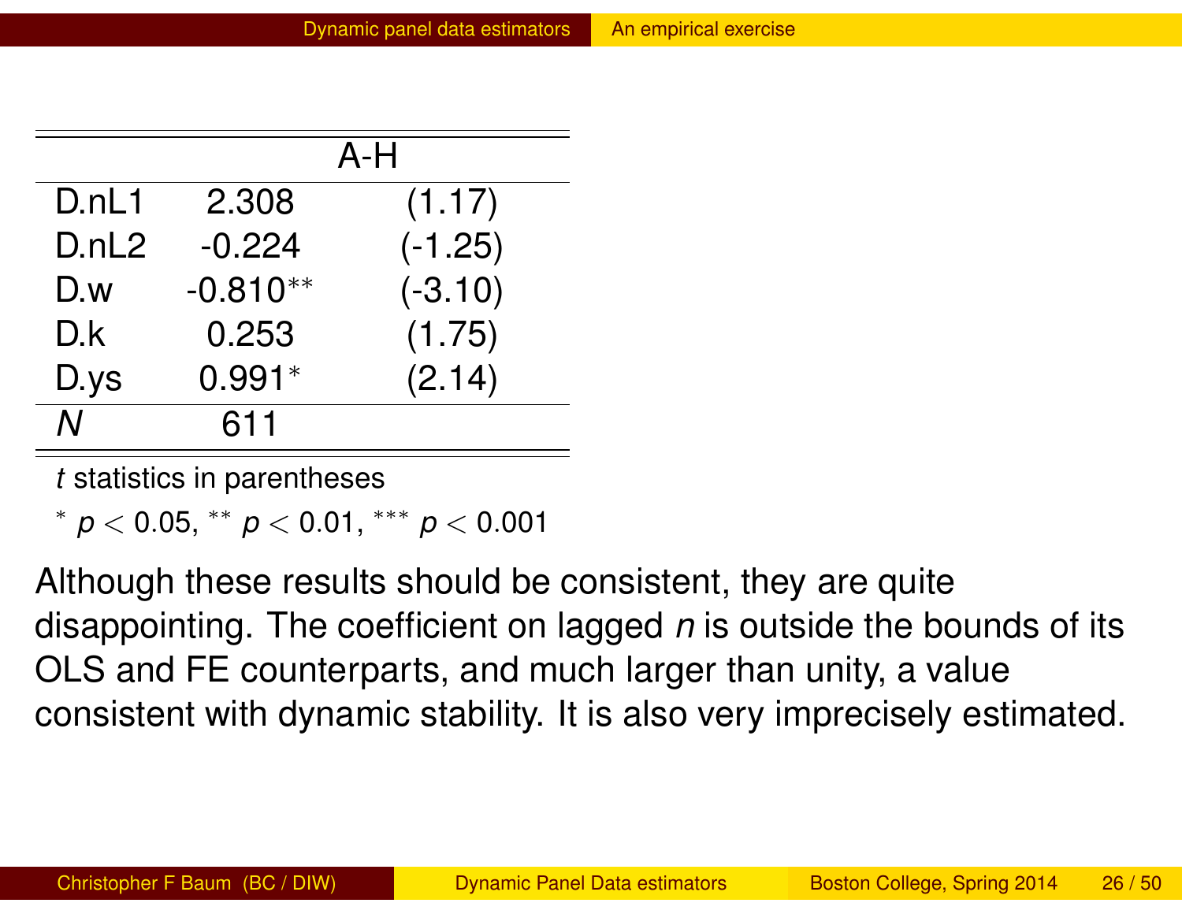| | A-H | |
|---|---|---|
| D.nL1 | 2.308 | (1.17) |
| D.nL2 | -0.224 | (-1.25) |
| D.w | -0.810** | (-3.10) |
| D.k | 0.253 | (1.75) |
| D.ys | 0.991* | (2.14) |
| *N* | 611 | |

*t* statistics in parentheses

* $p < 0.05$, ** $p < 0.01$, *** $p < 0.001$

Although these results should be consistent, they are quite disappointing. The coefficient on lagged *n* is outside the bounds of its OLS and FE counterparts, and much larger than unity, a value consistent with dynamic stability. It is also very imprecisely estimated.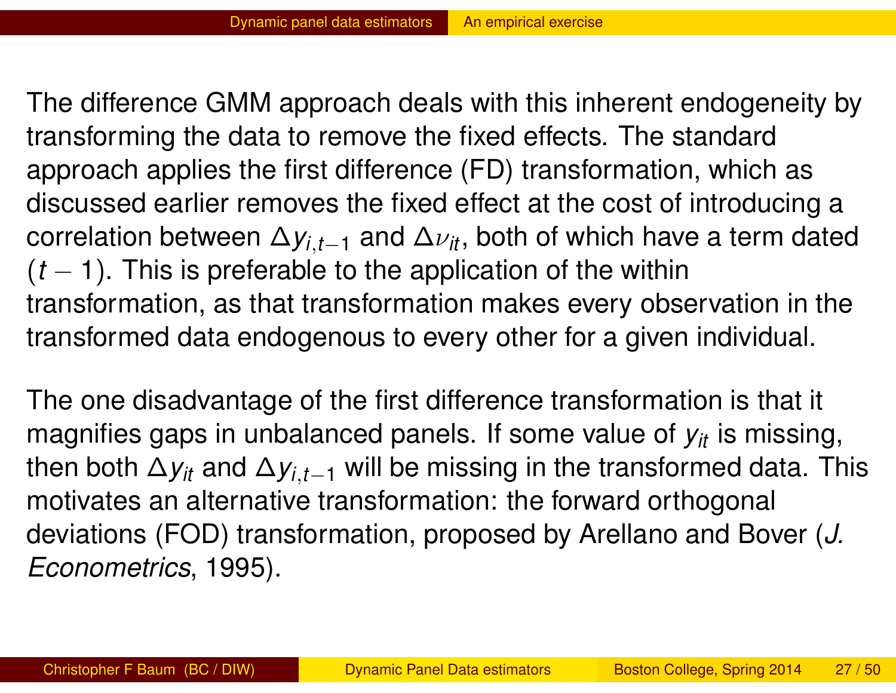The difference GMM approach deals with this inherent endogeneity by transforming the data to remove the fixed effects. The standard approach applies the first difference (FD) transformation, which as discussed earlier removes the fixed effect at the cost of introducing a correlation between $\Delta y_{i,t-1}$ and $\Delta \nu_{it}$, both of which have a term dated $(t-1)$. This is preferable to the application of the within transformation, as that transformation makes every observation in the transformed data endogenous to every other for a given individual.

The one disadvantage of the first difference transformation is that it magnifies gaps in unbalanced panels. If some value of $y_{it}$ is missing, then both $\Delta y_{it}$ and $\Delta y_{i,t-1}$ will be missing in the transformed data. This motivates an alternative transformation: the forward orthogonal deviations (FOD) transformation, proposed by Arellano and Bover (*J. Econometrics*, 1995).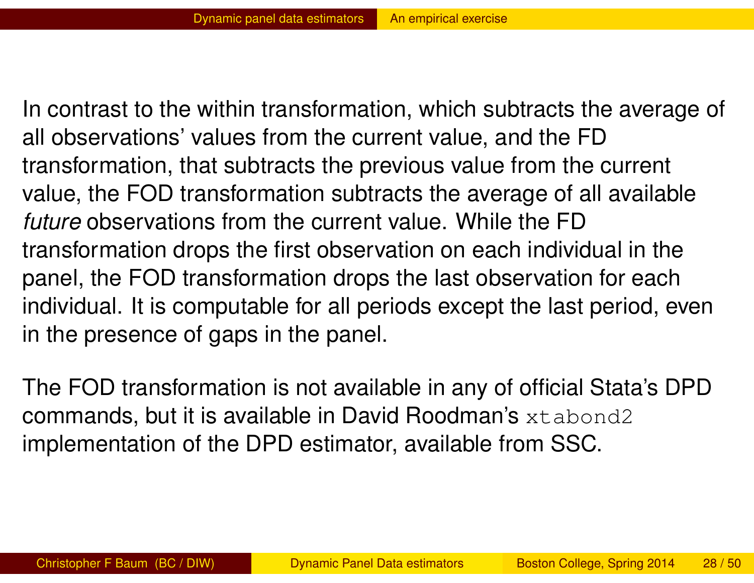In contrast to the within transformation, which subtracts the average of all observations' values from the current value, and the FD transformation, that subtracts the previous value from the current value, the FOD transformation subtracts the average of all available *future* observations from the current value. While the FD transformation drops the first observation on each individual in the panel, the FOD transformation drops the last observation for each individual. It is computable for all periods except the last period, even in the presence of gaps in the panel.

The FOD transformation is not available in any of official Stata's DPD commands, but it is available in David Roodman's `xtabond2` implementation of the DPD estimator, available from SSC.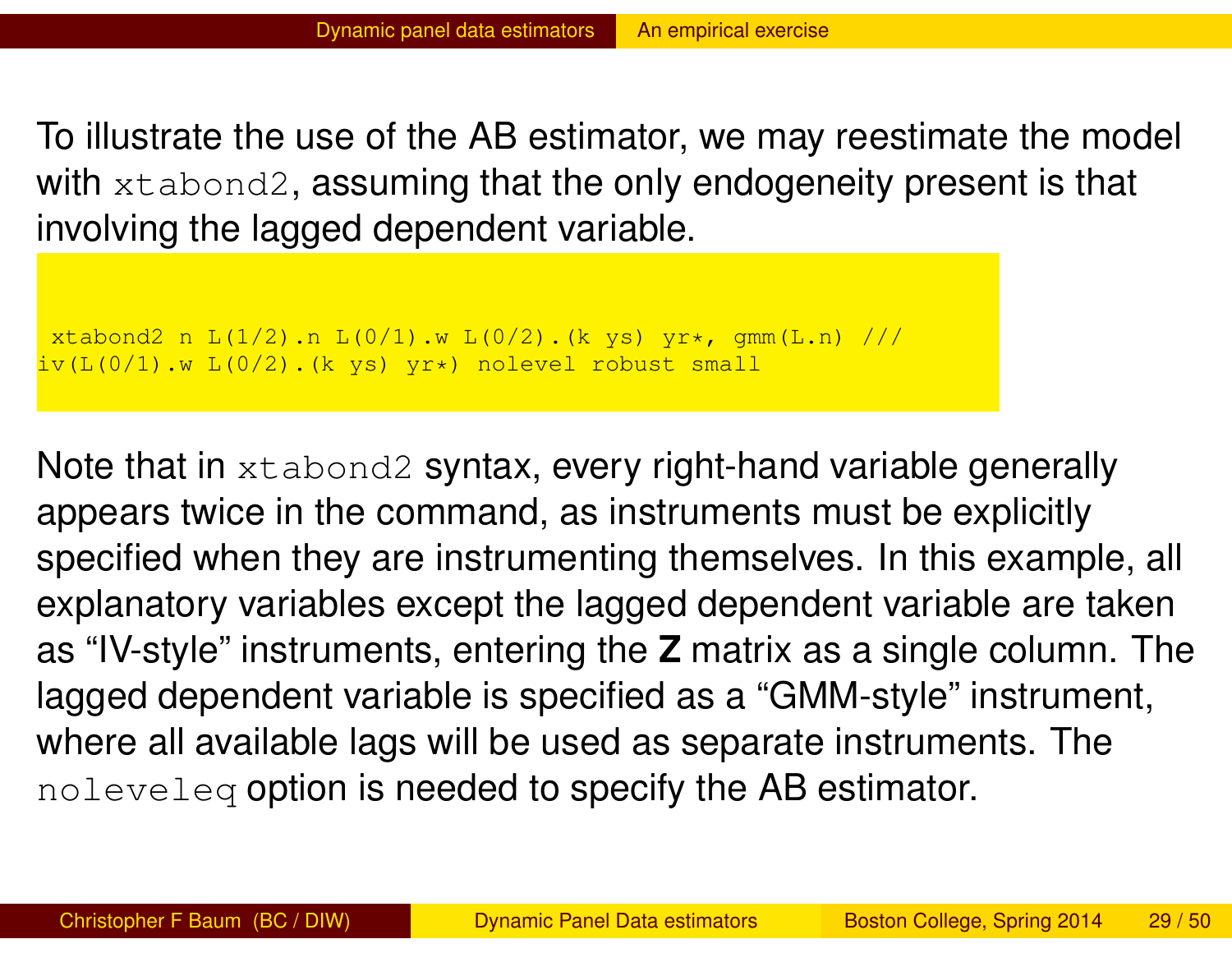To illustrate the use of the AB estimator, we may reestimate the model with `xtabond2`, assuming that the only endogeneity present is that involving the lagged dependent variable.

```
xtabond2 n L(1/2).n L(0/1).w L(0/2).(k ys) yr*, gmm(L.n) ///
iv(L(0/1).w L(0/2).(k ys) yr*) nolevel robust small
```

Note that in `xtabond2` syntax, every right-hand variable generally appears twice in the command, as instruments must be explicitly specified when they are instrumenting themselves. In this example, all explanatory variables except the lagged dependent variable are taken as “IV-style” instruments, entering the **Z** matrix as a single column. The lagged dependent variable is specified as a “GMM-style” instrument, where all available lags will be used as separate instruments. The `noleveleq` option is needed to specify the AB estimator.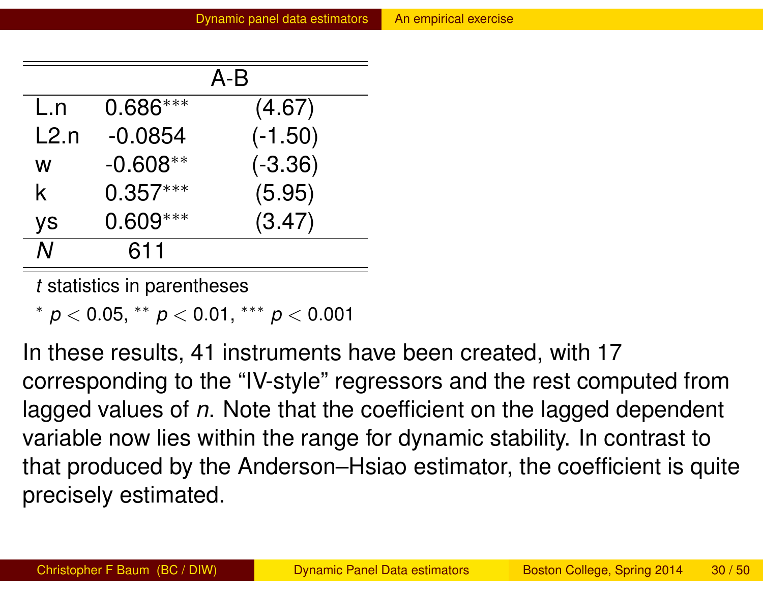| | A-B | |
|---|---|---|
| L.n | 0.686*** | (4.67) |
| L2.n | -0.0854 | (-1.50) |
| w | -0.608** | (-3.36) |
| k | 0.357*** | (5.95) |
| ys | 0.609*** | (3.47) |
| *N* | 611 | |

*t* statistics in parentheses

\* $p < 0.05$, ** $p < 0.01$, *** $p < 0.001$

In these results, 41 instruments have been created, with 17 corresponding to the "IV-style" regressors and the rest computed from lagged values of *n*. Note that the coefficient on the lagged dependent variable now lies within the range for dynamic stability. In contrast to that produced by the Anderson–Hsiao estimator, the coefficient is quite precisely estimated.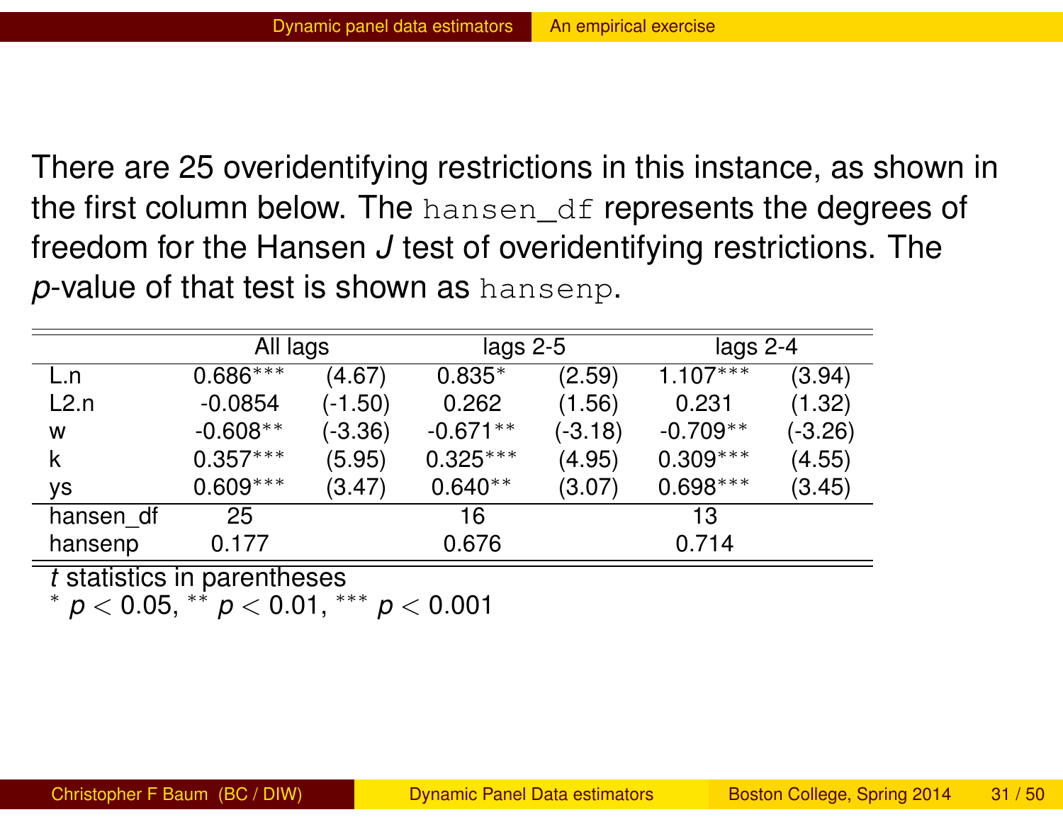There are 25 overidentifying restrictions in this instance, as shown in the first column below. The `hansen_df` represents the degrees of freedom for the Hansen *J* test of overidentifying restrictions. The *p*-value of that test is shown as `hansenp`.

| | All lags | | lags 2-5 | | lags 2-4 | |
|---|---|---|---|---|---|---|
| L.n | 0.686*** | (4.67) | 0.835* | (2.59) | 1.107*** | (3.94) |
| L2.n | -0.0854 | (-1.50) | 0.262 | (1.56) | 0.231 | (1.32) |
| w | -0.608** | (-3.36) | -0.671** | (-3.18) | -0.709** | (-3.26) |
| k | 0.357*** | (5.95) | 0.325*** | (4.95) | 0.309*** | (4.55) |
| ys | 0.609*** | (3.47) | 0.640** | (3.07) | 0.698*** | (3.45) |
| hansen_df | 25 | | 16 | | 13 | |
| hansenp | 0.177 | | 0.676 | | 0.714 | |

*t* statistics in parentheses
* $p < 0.05$, ** $p < 0.01$, *** $p < 0.001$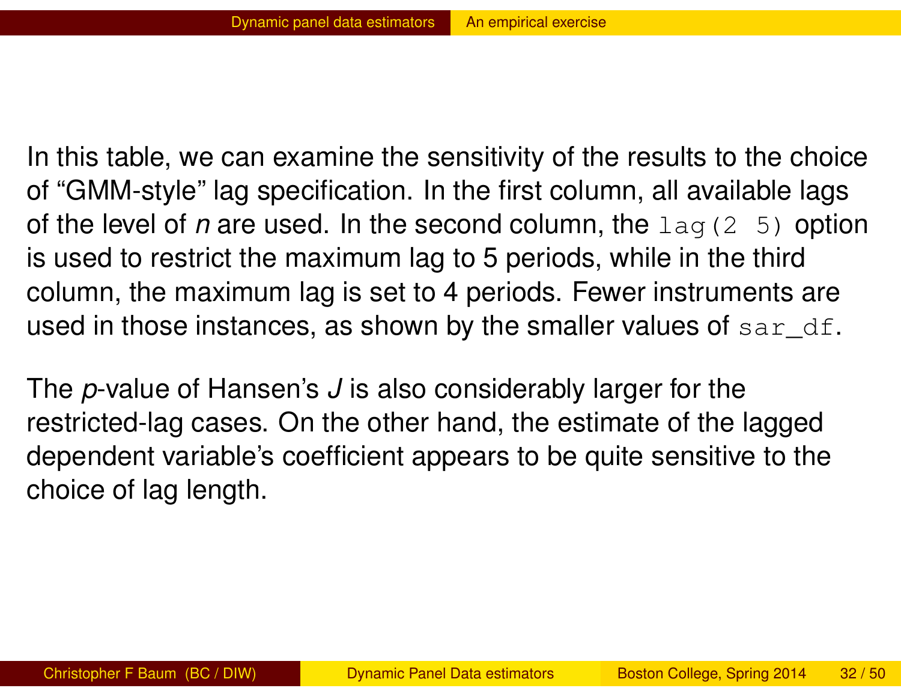In this table, we can examine the sensitivity of the results to the choice of "GMM-style" lag specification. In the first column, all available lags of the level of *n* are used. In the second column, the `lag(2 5)` option is used to restrict the maximum lag to 5 periods, while in the third column, the maximum lag is set to 4 periods. Fewer instruments are used in those instances, as shown by the smaller values of `sar_df`.

The *p*-value of Hansen's *J* is also considerably larger for the restricted-lag cases. On the other hand, the estimate of the lagged dependent variable's coefficient appears to be quite sensitive to the choice of lag length.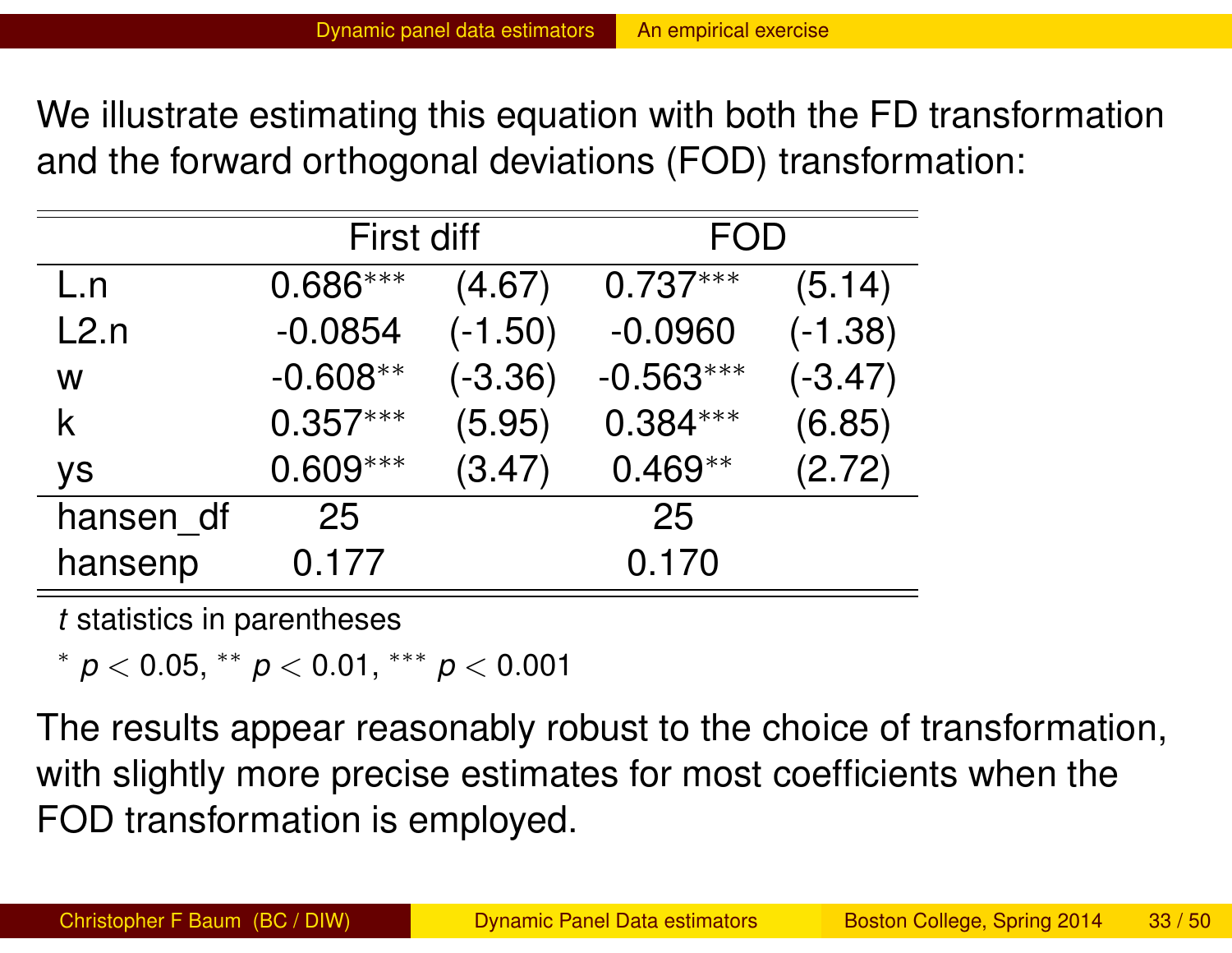We illustrate estimating this equation with both the FD transformation and the forward orthogonal deviations (FOD) transformation:

| | First diff | | FOD | |
|---|---|---|---|---|
| L.n | 0.686*** | (4.67) | 0.737*** | (5.14) |
| L2.n | -0.0854 | (-1.50) | -0.0960 | (-1.38) |
| w | -0.608** | (-3.36) | -0.563*** | (-3.47) |
| k | 0.357*** | (5.95) | 0.384*** | (6.85) |
| ys | 0.609*** | (3.47) | 0.469** | (2.72) |
| hansen_df | 25 | | 25 | |
| hansenp | 0.177 | | 0.170 | |

*t* statistics in parentheses

* $p < 0.05$, ** $p < 0.01$, *** $p < 0.001$

The results appear reasonably robust to the choice of transformation, with slightly more precise estimates for most coefficients when the FOD transformation is employed.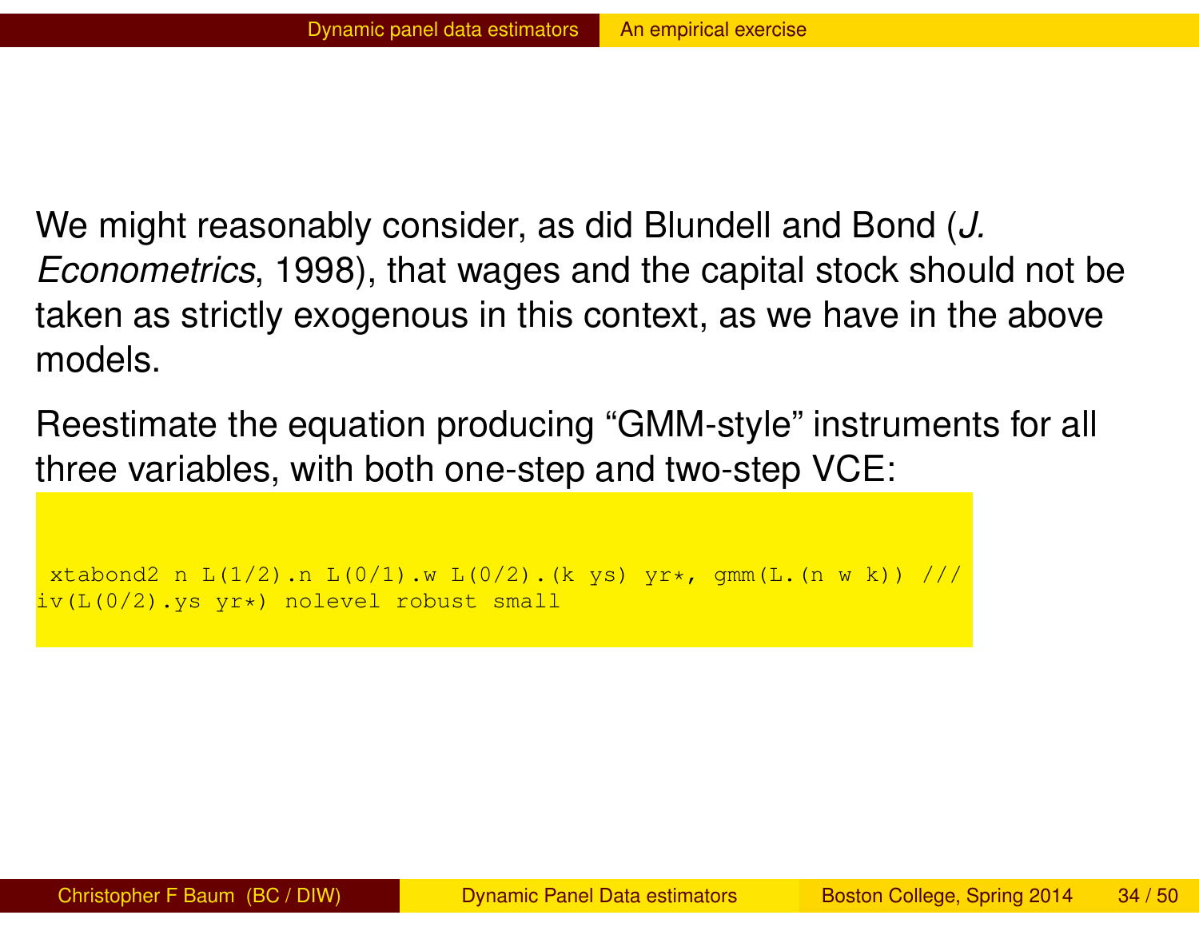We might reasonably consider, as did Blundell and Bond (*J. Econometrics*, 1998), that wages and the capital stock should not be taken as strictly exogenous in this context, as we have in the above models.

Reestimate the equation producing "GMM-style" instruments for all three variables, with both one-step and two-step VCE:

```
xtabond2 n L(1/2).n L(0/1).w L(0/2).(k ys) yr*, gmm(L.(n w k)) ///
iv(L(0/2).ys yr*) nolevel robust small
```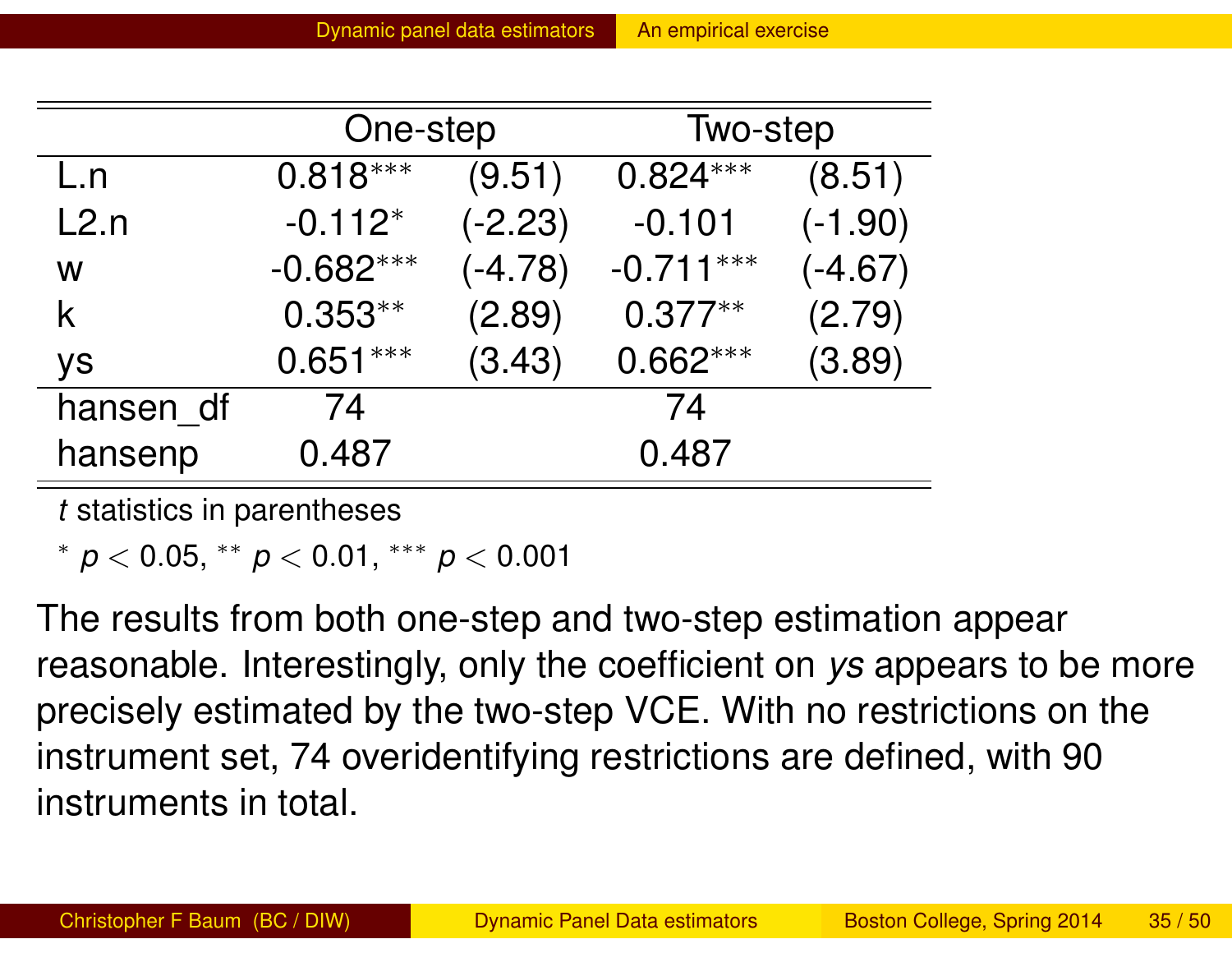| | One-step | | Two-step | |
|---|---|---|---|---|
| L.n | 0.818*** | (9.51) | 0.824*** | (8.51) |
| L2.n | -0.112* | (-2.23) | -0.101 | (-1.90) |
| w | -0.682*** | (-4.78) | -0.711*** | (-4.67) |
| k | 0.353** | (2.89) | 0.377** | (2.79) |
| ys | 0.651*** | (3.43) | 0.662*** | (3.89) |
| hansen_df | 74 | | 74 | |
| hansenp | 0.487 | | 0.487 | |

*t* statistics in parentheses

* $p < 0.05$, ** $p < 0.01$, *** $p < 0.001$

The results from both one-step and two-step estimation appear reasonable. Interestingly, only the coefficient on *ys* appears to be more precisely estimated by the two-step VCE. With no restrictions on the instrument set, 74 overidentifying restrictions are defined, with 90 instruments in total.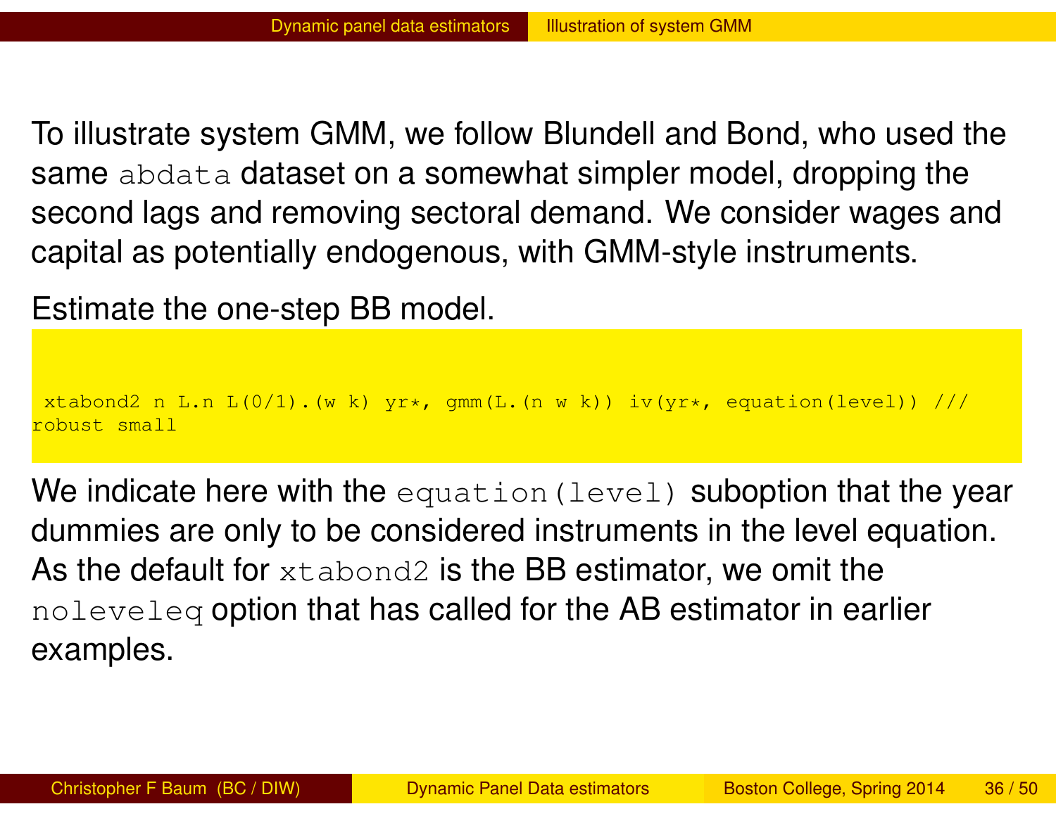To illustrate system GMM, we follow Blundell and Bond, who used the same `abdata` dataset on a somewhat simpler model, dropping the second lags and removing sectoral demand. We consider wages and capital as potentially endogenous, with GMM-style instruments.

Estimate the one-step BB model.

```
xtabond2 n L.n L(0/1).(w k) yr*, gmm(L.(n w k)) iv(yr*, equation(level)) ///
robust small
```

We indicate here with the `equation(level)` suboption that the year dummies are only to be considered instruments in the level equation. As the default for `xtabond2` is the BB estimator, we omit the `noleveleq` option that has called for the AB estimator in earlier examples.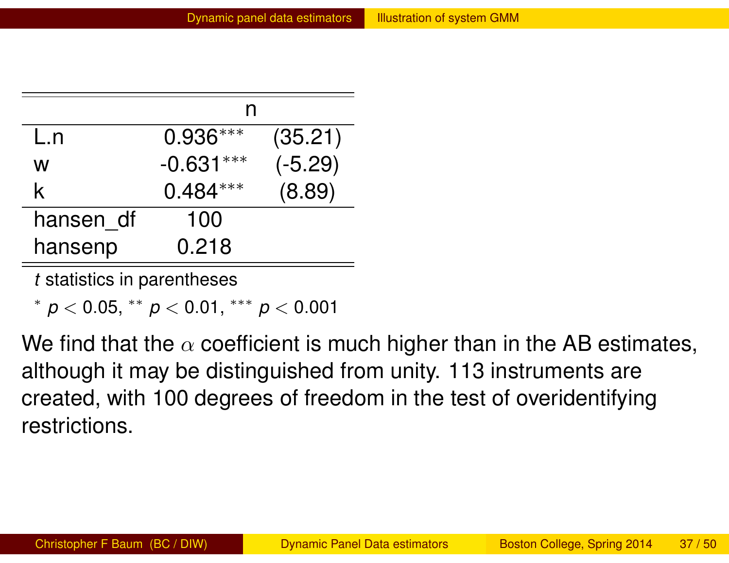| | n | |
|---|---|---|
| L.n | 0.936*** | (35.21) |
| w | -0.631*** | (-5.29) |
| k | 0.484*** | (8.89) |
| hansen_df | 100 | |
| hansenp | 0.218 | |

*t* statistics in parentheses

* $p < 0.05$, ** $p < 0.01$, *** $p < 0.001$

We find that the $\alpha$ coefficient is much higher than in the AB estimates, although it may be distinguished from unity. 113 instruments are created, with 100 degrees of freedom in the test of overidentifying restrictions.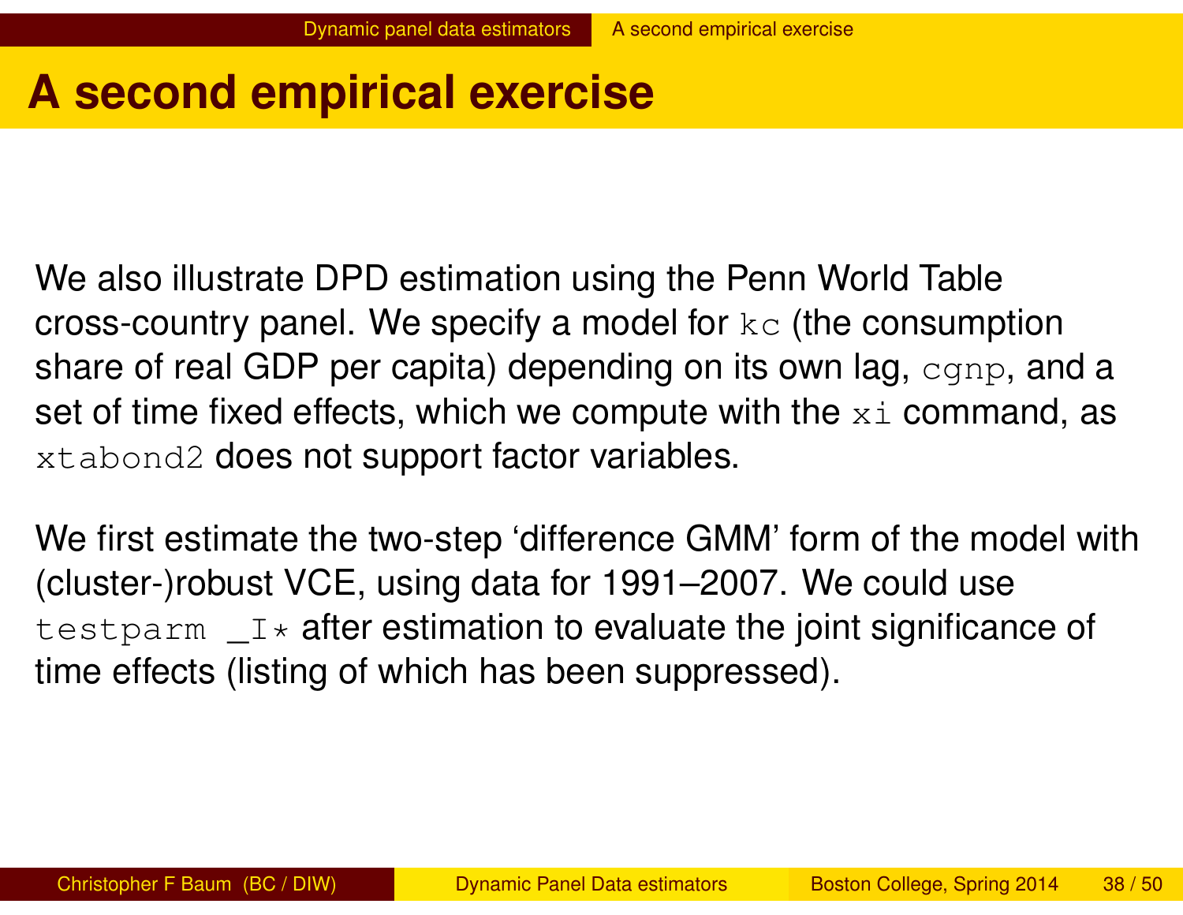# A second empirical exercise

We also illustrate DPD estimation using the Penn World Table cross-country panel. We specify a model for `kc` (the consumption share of real GDP per capita) depending on its own lag, `cgnp`, and a set of time fixed effects, which we compute with the `xi` command, as `xtabond2` does not support factor variables.

We first estimate the two-step 'difference GMM' form of the model with (cluster-)robust VCE, using data for 1991–2007. We could use `testparm _I*` after estimation to evaluate the joint significance of time effects (listing of which has been suppressed).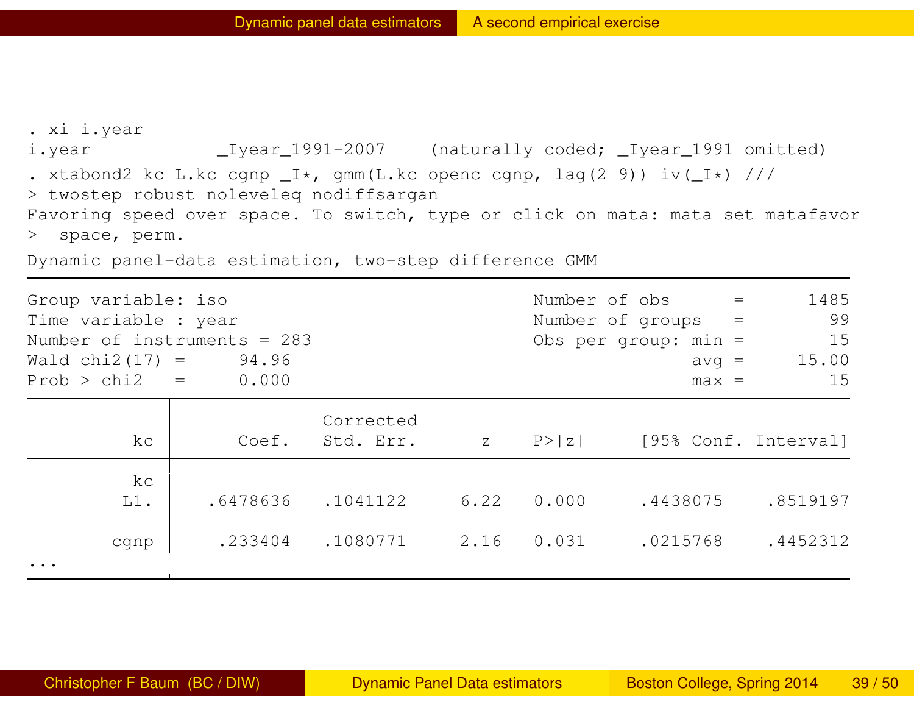```
. xi i.year
i.year           _Iyear_1991-2007    (naturally coded; _Iyear_1991 omitted)
. xtabond2 kc L.kc cgnp _I*, gmm(L.kc openc cgnp, lag(2 9)) iv(_I*) ///
> twostep robust noleveleq nodiffsargan
Favoring speed over space. To switch, type or click on mata: mata set matafavor
>  space, perm.
Dynamic panel-data estimation, two-step difference GMM
------------------------------------------------------------------------------
Group variable: iso                             Number of obs      =      1485
Time variable : year                            Number of groups   =        99
Number of instruments = 283                     Obs per group: min =        15
Wald chi2(17) =     94.96                                      avg =     15.00
Prob > chi2   =     0.000                                      max =        15
------------------------------------------------------------------------------
             |              Corrected
          kc |      Coef.   Std. Err.      z    P>|z|     [95% Conf. Interval]
-------------+----------------------------------------------------------------
          kc |
         L1. |   .6478636   .1041122     6.22   0.000     .4438075    .8519197
             |
        cgnp |    .233404   .1080771     2.16   0.031     .0215768    .4452312
...
------------------------------------------------------------------------------
```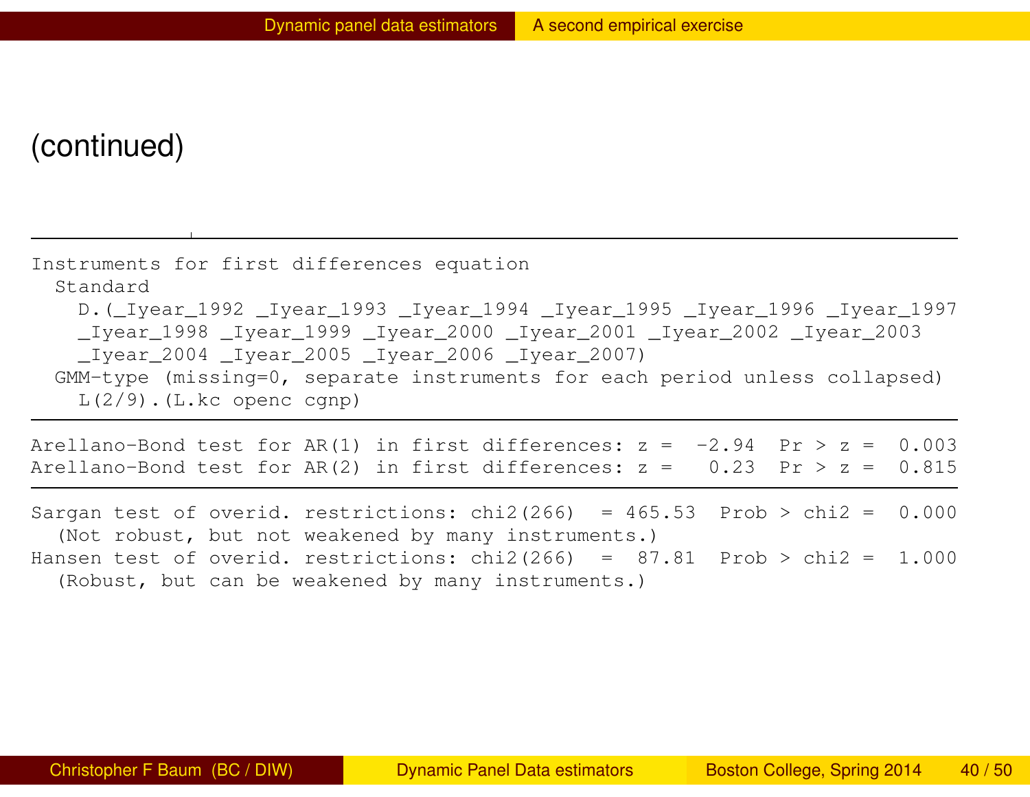## (continued)

```
Instruments for first differences equation
  Standard
    D.(_Iyear_1992 _Iyear_1993 _Iyear_1994 _Iyear_1995 _Iyear_1996 _Iyear_1997
    _Iyear_1998 _Iyear_1999 _Iyear_2000 _Iyear_2001 _Iyear_2002 _Iyear_2003
    _Iyear_2004 _Iyear_2005 _Iyear_2006 _Iyear_2007)
  GMM-type (missing=0, separate instruments for each period unless collapsed)
    L(2/9).(L.kc openc cgnp)

Arellano-Bond test for AR(1) in first differences: z =  -2.94  Pr > z =  0.003
Arellano-Bond test for AR(2) in first differences: z =   0.23  Pr > z =  0.815

Sargan test of overid. restrictions: chi2(266)  = 465.53  Prob > chi2 =  0.000
  (Not robust, but not weakened by many instruments.)
Hansen test of overid. restrictions: chi2(266)  =  87.81  Prob > chi2 =  1.000
  (Robust, but can be weakened by many instruments.)
```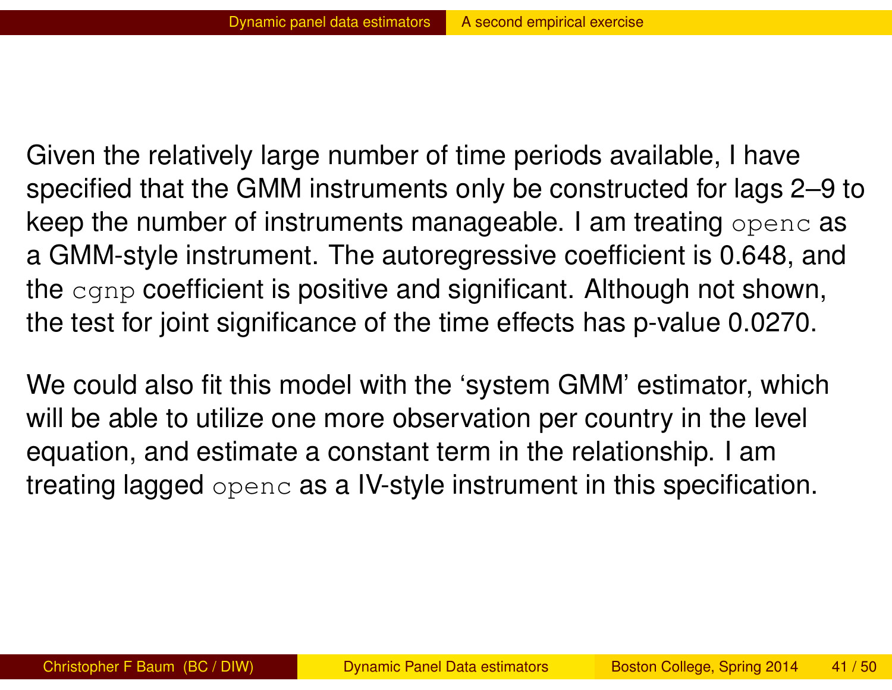Given the relatively large number of time periods available, I have specified that the GMM instruments only be constructed for lags 2–9 to keep the number of instruments manageable. I am treating `openc` as a GMM-style instrument. The autoregressive coefficient is 0.648, and the `cgnp` coefficient is positive and significant. Although not shown, the test for joint significance of the time effects has p-value 0.0270.

We could also fit this model with the 'system GMM' estimator, which will be able to utilize one more observation per country in the level equation, and estimate a constant term in the relationship. I am treating lagged `openc` as a IV-style instrument in this specification.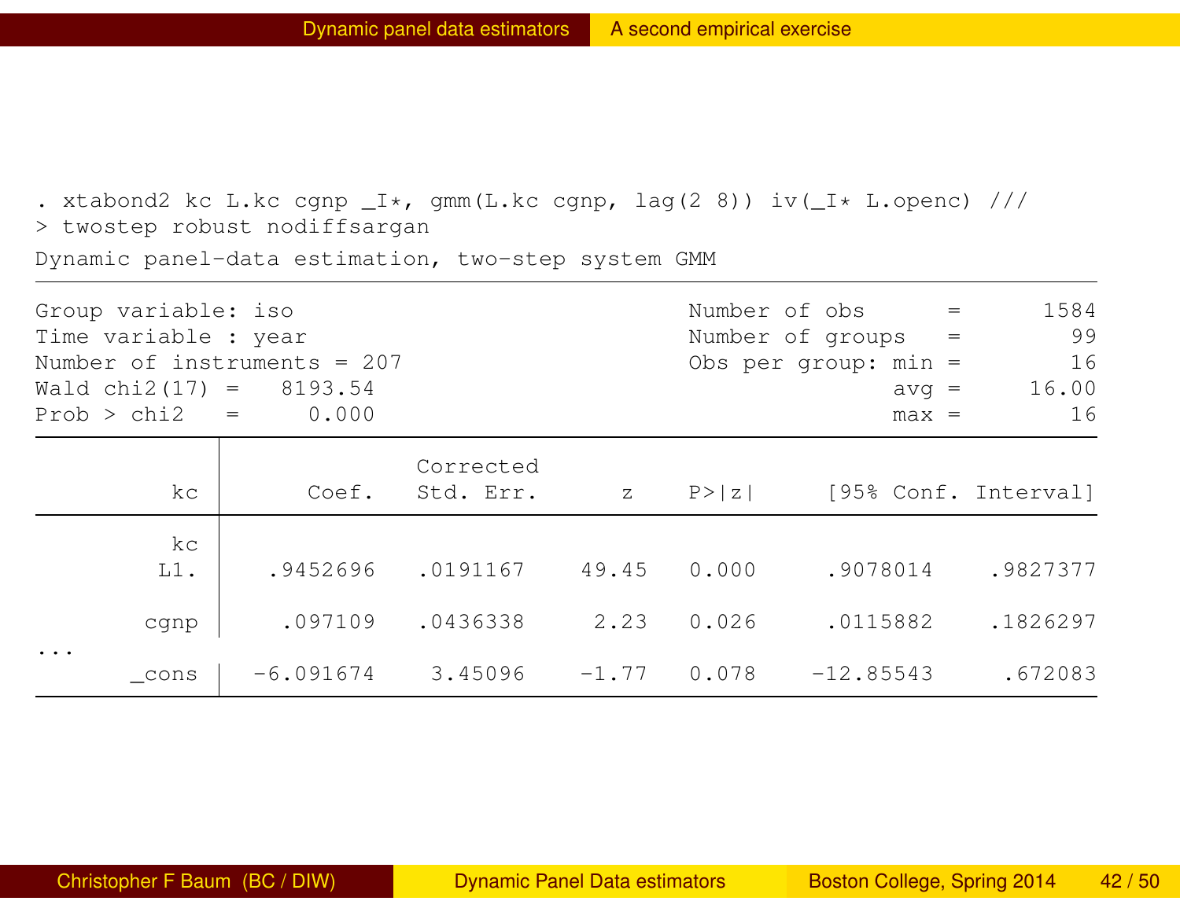```
. xtabond2 kc L.kc cgnp _I*, gmm(L.kc cgnp, lag(2 8)) iv(_I* L.openc) ///
> twostep robust nodiffsargan
Dynamic panel-data estimation, two-step system GMM
------------------------------------------------------------------------------
Group variable: iso                             Number of obs      =      1584
Time variable : year                            Number of groups   =        99
Number of instruments = 207                     Obs per group: min =        16
Wald chi2(17) =   8193.54                                      avg =     16.00
Prob > chi2   =     0.000                                      max =        16
------------------------------------------------------------------------------
             |              Corrected
          kc |      Coef.   Std. Err.      z    P>|z|     [95% Conf. Interval]
-------------+----------------------------------------------------------------
          kc |
         L1. |   .9452696   .0191167    49.45   0.000     .9078014    .9827377
             |
        cgnp |    .097109   .0436338     2.23   0.026     .0115882    .1826297
...
       _cons |  -6.091674    3.45096    -1.77   0.078    -12.85543     .672083
------------------------------------------------------------------------------
```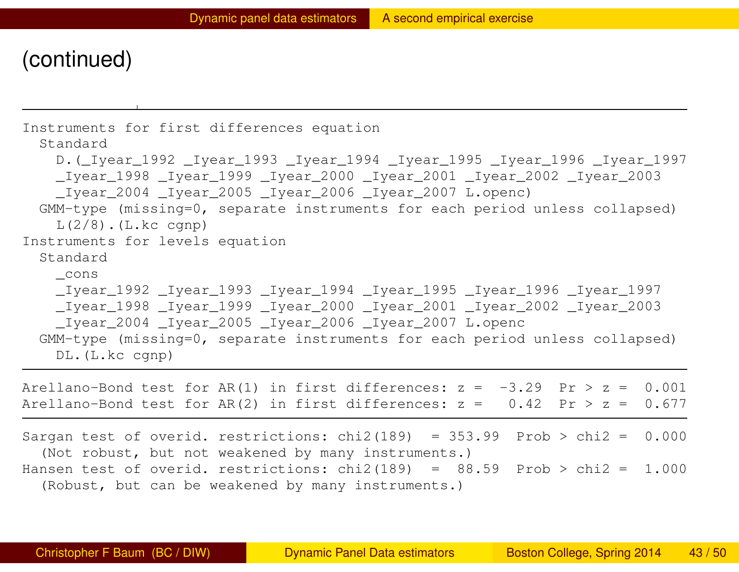## (continued)

```
Instruments for first differences equation
  Standard
    D.(_Iyear_1992 _Iyear_1993 _Iyear_1994 _Iyear_1995 _Iyear_1996 _Iyear_1997
    _Iyear_1998 _Iyear_1999 _Iyear_2000 _Iyear_2001 _Iyear_2002 _Iyear_2003
    _Iyear_2004 _Iyear_2005 _Iyear_2006 _Iyear_2007 L.openc)
  GMM-type (missing=0, separate instruments for each period unless collapsed)
    L(2/8).(L.kc cgnp)
Instruments for levels equation
  Standard
    _cons
    _Iyear_1992 _Iyear_1993 _Iyear_1994 _Iyear_1995 _Iyear_1996 _Iyear_1997
    _Iyear_1998 _Iyear_1999 _Iyear_2000 _Iyear_2001 _Iyear_2002 _Iyear_2003
    _Iyear_2004 _Iyear_2005 _Iyear_2006 _Iyear_2007 L.openc
  GMM-type (missing=0, separate instruments for each period unless collapsed)
    DL.(L.kc cgnp)

Arellano-Bond test for AR(1) in first differences: z =  -3.29  Pr > z =  0.001
Arellano-Bond test for AR(2) in first differences: z =   0.42  Pr > z =  0.677

Sargan test of overid. restrictions: chi2(189)  = 353.99  Prob > chi2 =  0.000
  (Not robust, but not weakened by many instruments.)
Hansen test of overid. restrictions: chi2(189)  =  88.59  Prob > chi2 =  1.000
  (Robust, but can be weakened by many instruments.)
```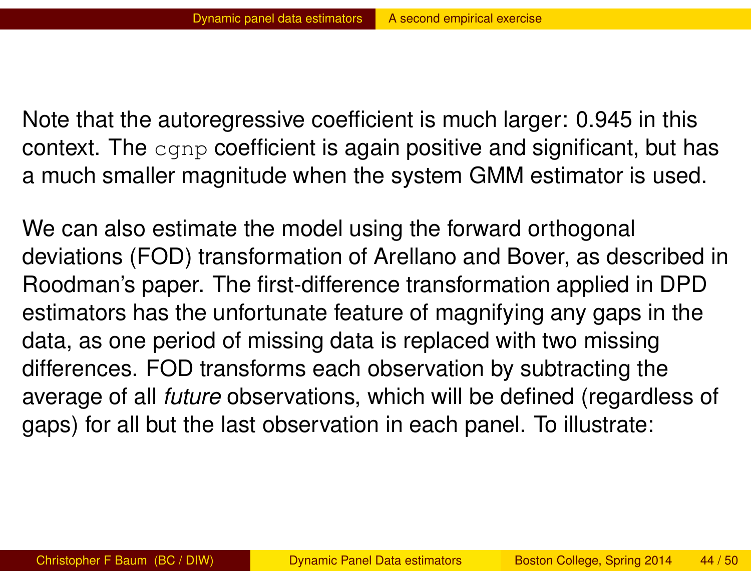Note that the autoregressive coefficient is much larger: 0.945 in this context. The `cgnp` coefficient is again positive and significant, but has a much smaller magnitude when the system GMM estimator is used.

We can also estimate the model using the forward orthogonal deviations (FOD) transformation of Arellano and Bover, as described in Roodman's paper. The first-difference transformation applied in DPD estimators has the unfortunate feature of magnifying any gaps in the data, as one period of missing data is replaced with two missing differences. FOD transforms each observation by subtracting the average of all *future* observations, which will be defined (regardless of gaps) for all but the last observation in each panel. To illustrate: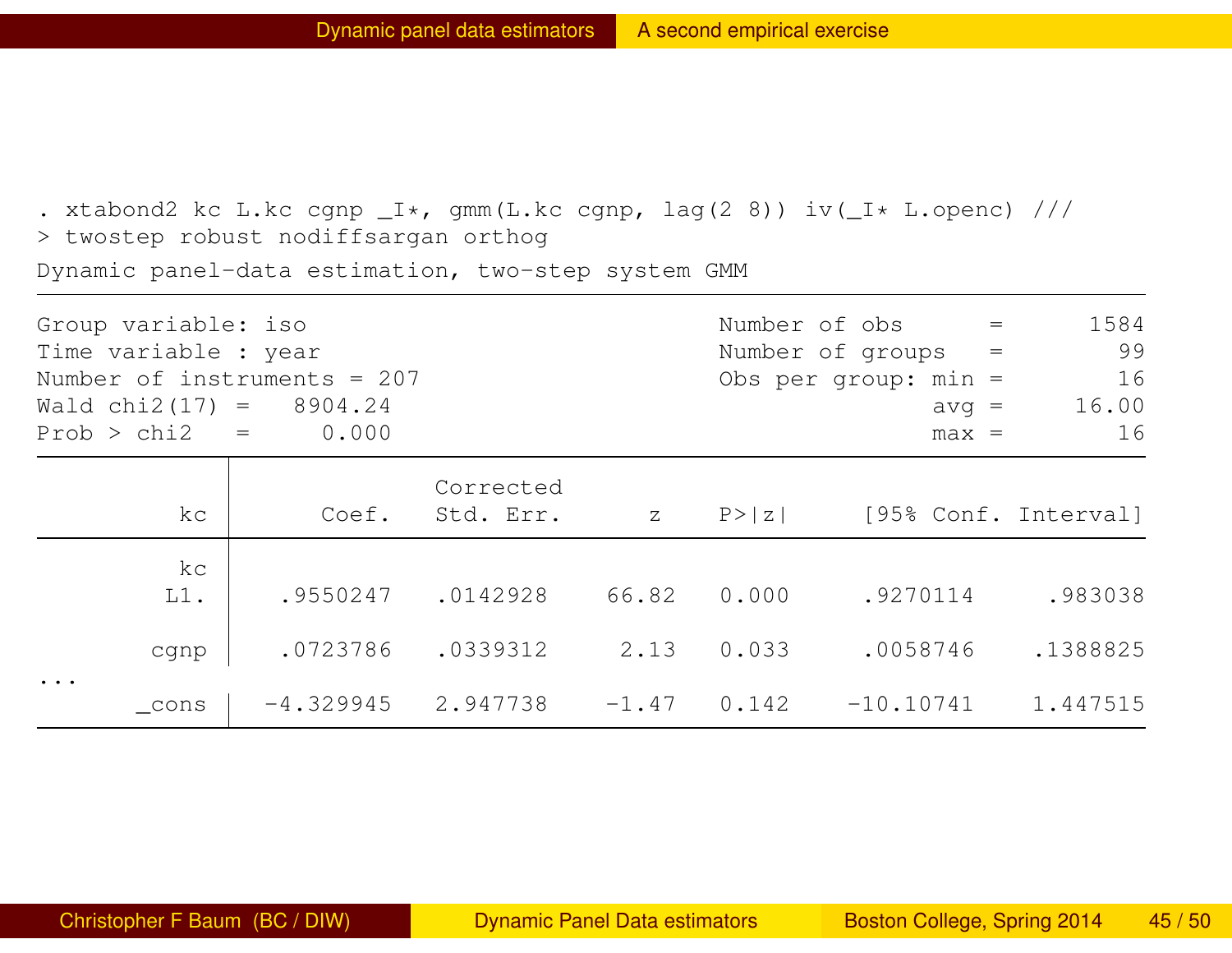```
. xtabond2 kc L.kc cgnp _I*, gmm(L.kc cgnp, lag(2 8)) iv(_I* L.openc) ///
> twostep robust nodiffsargan orthog
Dynamic panel-data estimation, two-step system GMM
------------------------------------------------------------------------------
Group variable: iso                             Number of obs      =      1584
Time variable : year                            Number of groups   =        99
Number of instruments = 207                     Obs per group: min =        16
Wald chi2(17) =   8904.24                                      avg =     16.00
Prob > chi2   =     0.000                                      max =        16
------------------------------------------------------------------------------
             |              Corrected
          kc |      Coef.   Std. Err.      z    P>|z|     [95% Conf. Interval]
-------------+----------------------------------------------------------------
          kc |
         L1. |   .9550247   .0142928    66.82   0.000     .9270114     .983038
             |
        cgnp |   .0723786   .0339312     2.13   0.033     .0058746    .1388825
...
       _cons |  -4.329945   2.947738    -1.47   0.142    -10.10741    1.447515
------------------------------------------------------------------------------
```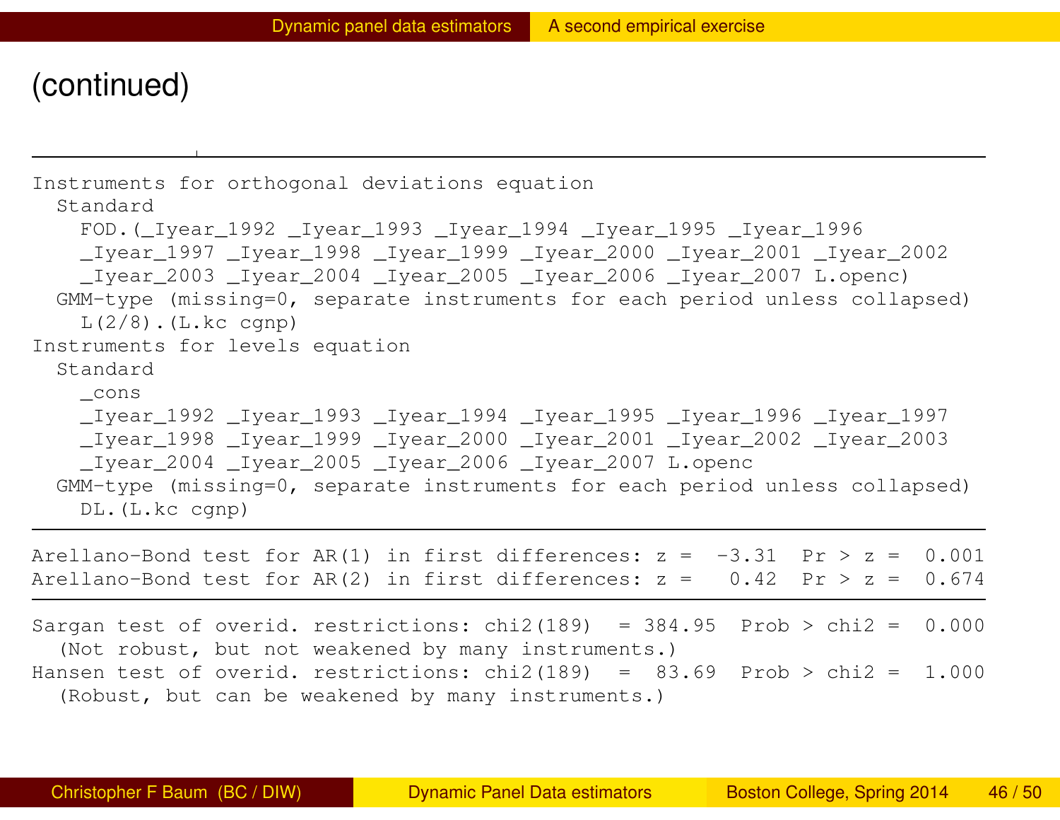## (continued)

```
Instruments for orthogonal deviations equation
  Standard
    FOD.(_Iyear_1992 _Iyear_1993 _Iyear_1994 _Iyear_1995 _Iyear_1996
    _Iyear_1997 _Iyear_1998 _Iyear_1999 _Iyear_2000 _Iyear_2001 _Iyear_2002
    _Iyear_2003 _Iyear_2004 _Iyear_2005 _Iyear_2006 _Iyear_2007 L.openc)
  GMM-type (missing=0, separate instruments for each period unless collapsed)
    L(2/8).(L.kc cgnp)
Instruments for levels equation
  Standard
    _cons
    _Iyear_1992 _Iyear_1993 _Iyear_1994 _Iyear_1995 _Iyear_1996 _Iyear_1997
    _Iyear_1998 _Iyear_1999 _Iyear_2000 _Iyear_2001 _Iyear_2002 _Iyear_2003
    _Iyear_2004 _Iyear_2005 _Iyear_2006 _Iyear_2007 L.openc
  GMM-type (missing=0, separate instruments for each period unless collapsed)
    DL.(L.kc cgnp)
------------------------------------------------------------------------------
Arellano-Bond test for AR(1) in first differences: z =  -3.31  Pr > z =  0.001
Arellano-Bond test for AR(2) in first differences: z =   0.42  Pr > z =  0.674
------------------------------------------------------------------------------
Sargan test of overid. restrictions: chi2(189)  = 384.95  Prob > chi2 =  0.000
  (Not robust, but not weakened by many instruments.)
Hansen test of overid. restrictions: chi2(189)  =  83.69  Prob > chi2 =  1.000
  (Robust, but can be weakened by many instruments.)
```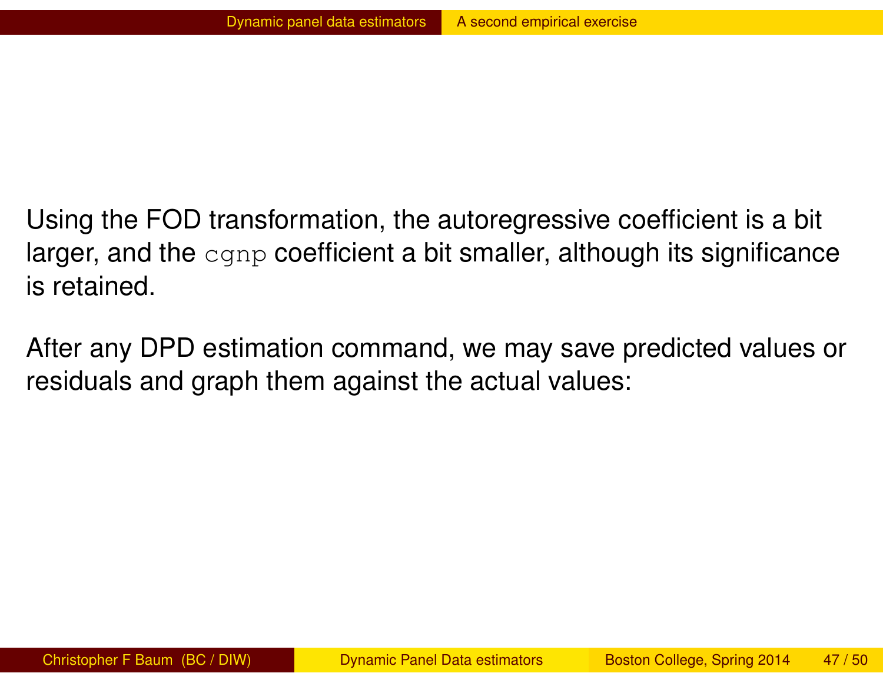Using the FOD transformation, the autoregressive coefficient is a bit larger, and the `cgnp` coefficient a bit smaller, although its significance is retained.

After any DPD estimation command, we may save predicted values or residuals and graph them against the actual values: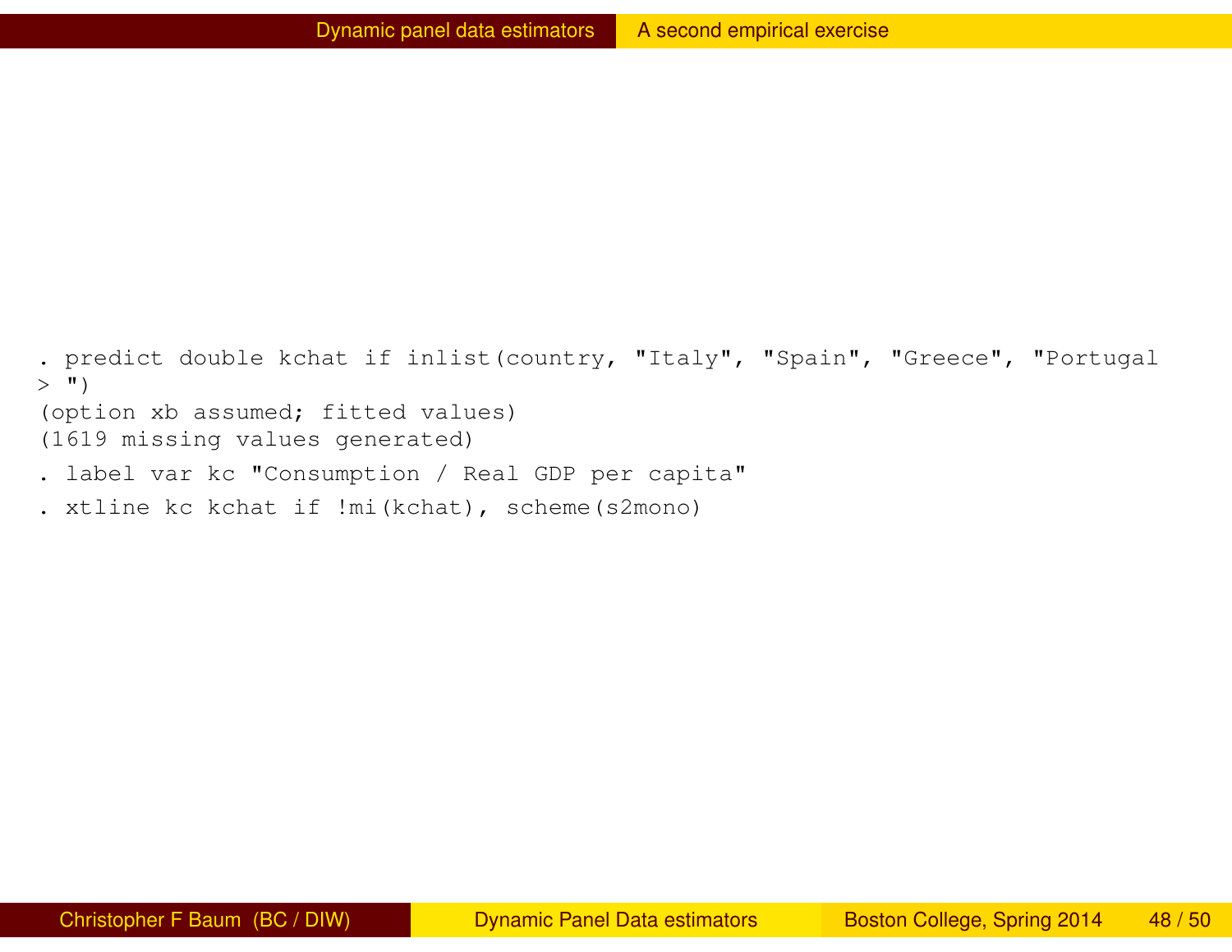```
. predict double kchat if inlist(country, "Italy", "Spain", "Greece", "Portugal
> ")
(option xb assumed; fitted values)
(1619 missing values generated)
. label var kc "Consumption / Real GDP per capita"
. xtline kc kchat if !mi(kchat), scheme(s2mono)
```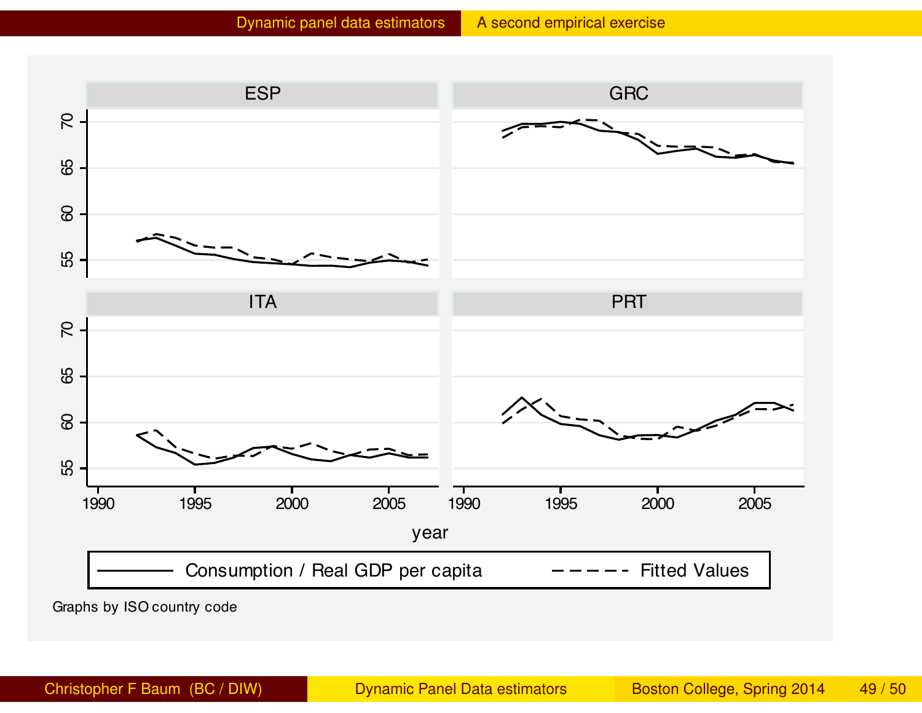ESP

GRC

ITA

PRT

year

Consumption / Real GDP per capita — Fitted Values

Graphs by ISO country code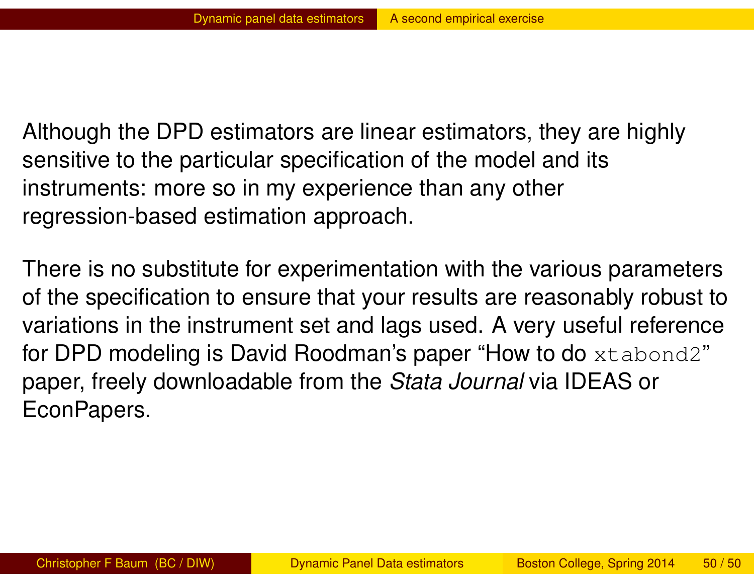Although the DPD estimators are linear estimators, they are highly sensitive to the particular specification of the model and its instruments: more so in my experience than any other regression-based estimation approach.

There is no substitute for experimentation with the various parameters of the specification to ensure that your results are reasonably robust to variations in the instrument set and lags used. A very useful reference for DPD modeling is David Roodman's paper "How to do `xtabond2`" paper, freely downloadable from the *Stata Journal* via IDEAS or EconPapers.